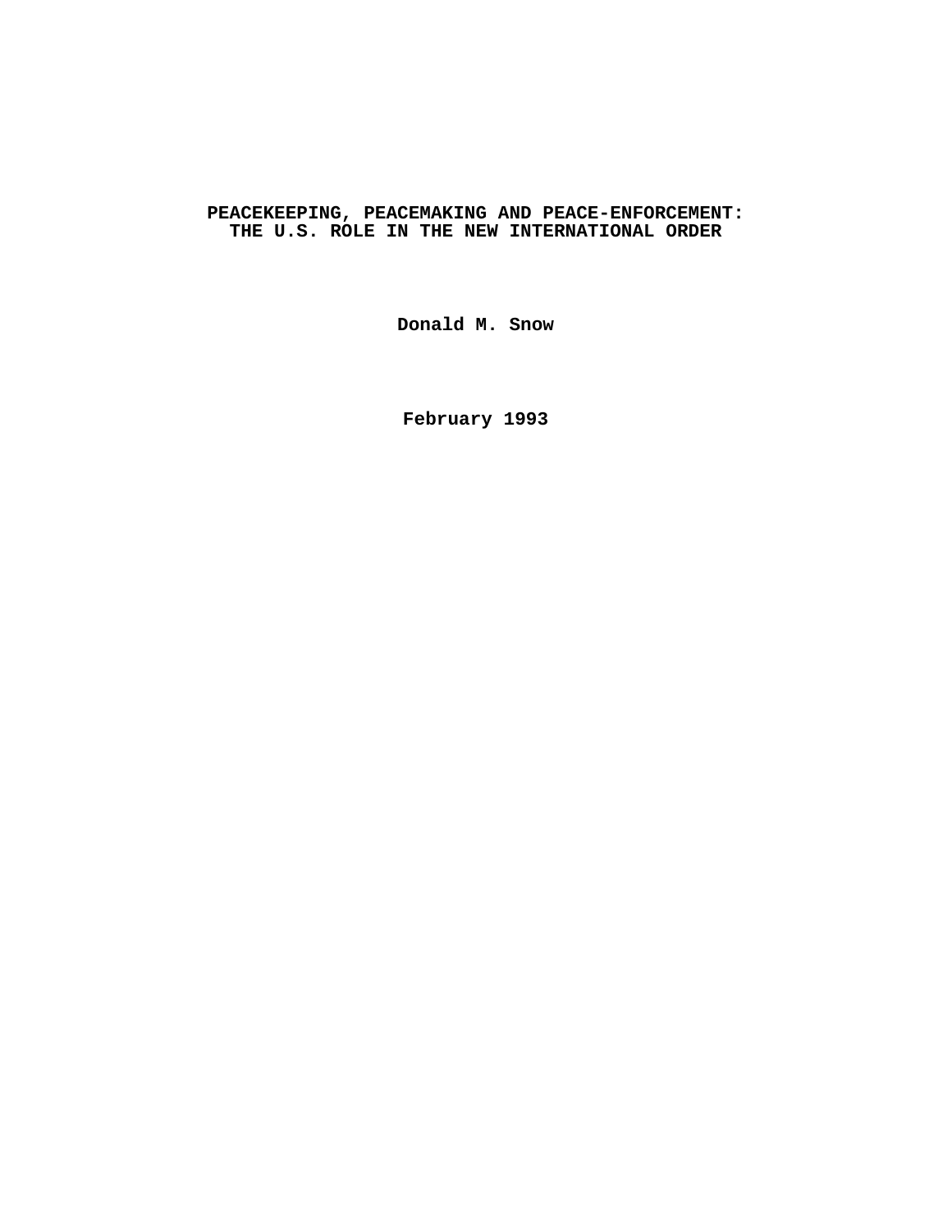# PEACEKEEPING, PEACEMAKING AND PEACE-ENFORCEMENT: THE U.S. ROLE IN THE NEW INTERNATIONAL ORDER

**Donald M. Snow**

**February 1993**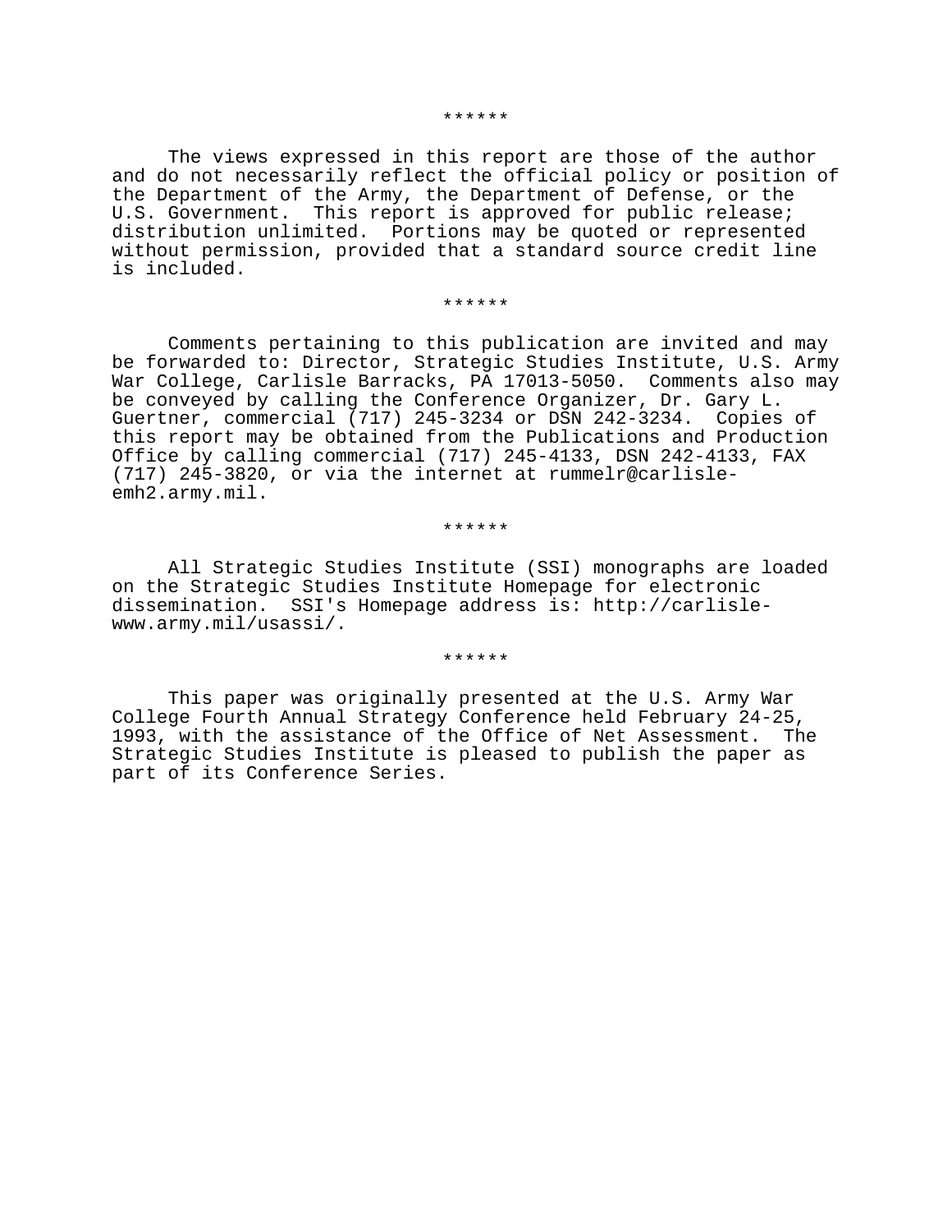******

The views expressed in this report are those of the author and do not necessarily reflect the official policy or position of the Department of the Army, the Department of Defense, or the U.S. Government. This report is approved for public release; distribution unlimited. Portions may be quoted or represented without permission, provided that a standard source credit line is included.

******

Comments pertaining to this publication are invited and may be forwarded to: Director, Strategic Studies Institute, U.S. Army War College, Carlisle Barracks, PA 17013-5050. Comments also may be conveyed by calling the Conference Organizer, Dr. Gary L. Guertner, commercial (717) 245-3234 or DSN 242-3234. Copies of this report may be obtained from the Publications and Production Office by calling commercial (717) 245-4133, DSN 242-4133, FAX (717) 245-3820, or via the internet at rummelr@carlisle-emh2.army.mil.

******

All Strategic Studies Institute (SSI) monographs are loaded on the Strategic Studies Institute Homepage for electronic dissemination. SSI's Homepage address is: http://carlisle-www.army.mil/usassi/.

******

This paper was originally presented at the U.S. Army War College Fourth Annual Strategy Conference held February 24-25, 1993, with the assistance of the Office of Net Assessment. The Strategic Studies Institute is pleased to publish the paper as part of its Conference Series.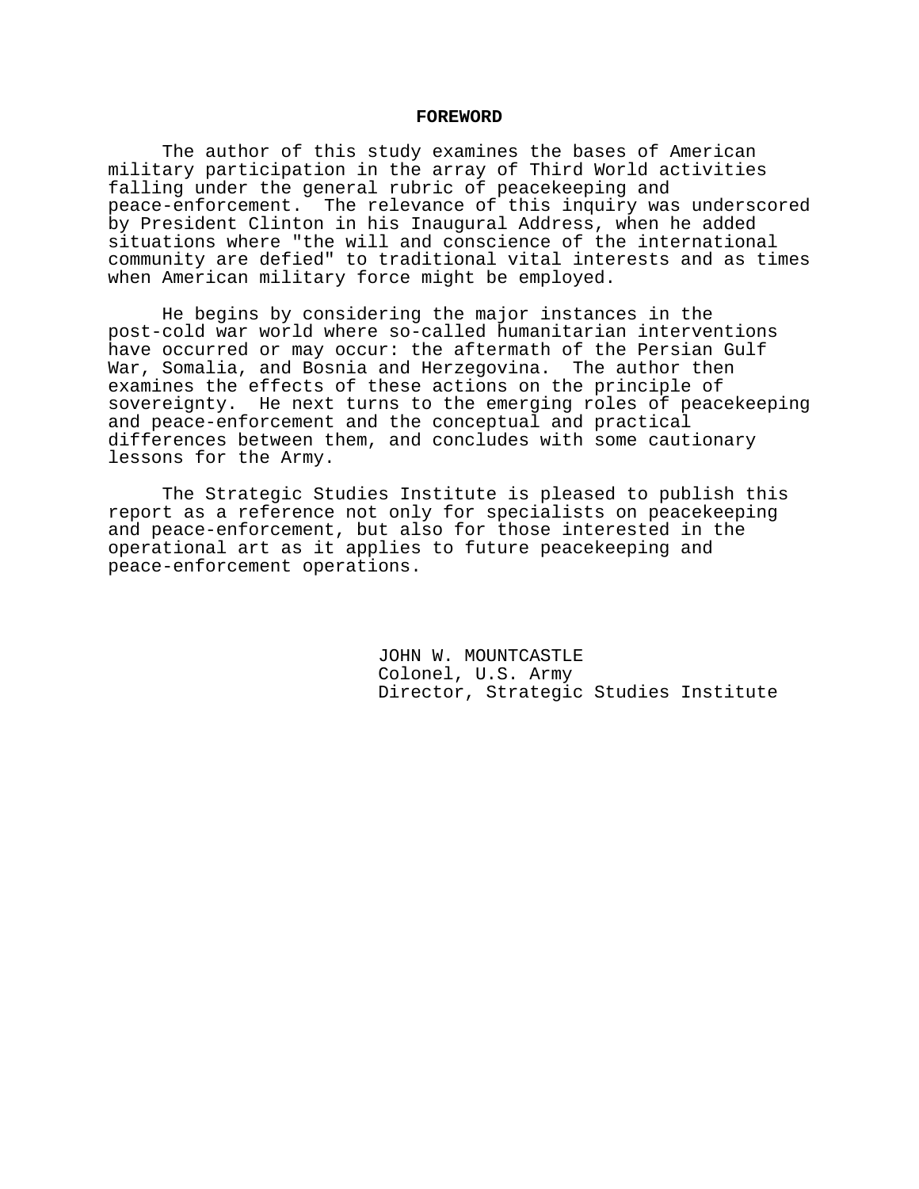## FOREWORD

The author of this study examines the bases of American military participation in the array of Third World activities falling under the general rubric of peacekeeping and peace-enforcement. The relevance of this inquiry was underscored by President Clinton in his Inaugural Address, when he added situations where "the will and conscience of the international community are defied" to traditional vital interests and as times when American military force might be employed.

He begins by considering the major instances in the post-cold war world where so-called humanitarian interventions have occurred or may occur: the aftermath of the Persian Gulf War, Somalia, and Bosnia and Herzegovina. The author then examines the effects of these actions on the principle of sovereignty. He next turns to the emerging roles of peacekeeping and peace-enforcement and the conceptual and practical differences between them, and concludes with some cautionary lessons for the Army.

The Strategic Studies Institute is pleased to publish this report as a reference not only for specialists on peacekeeping and peace-enforcement, but also for those interested in the operational art as it applies to future peacekeeping and peace-enforcement operations.

JOHN W. MOUNTCASTLE
Colonel, U.S. Army
Director, Strategic Studies Institute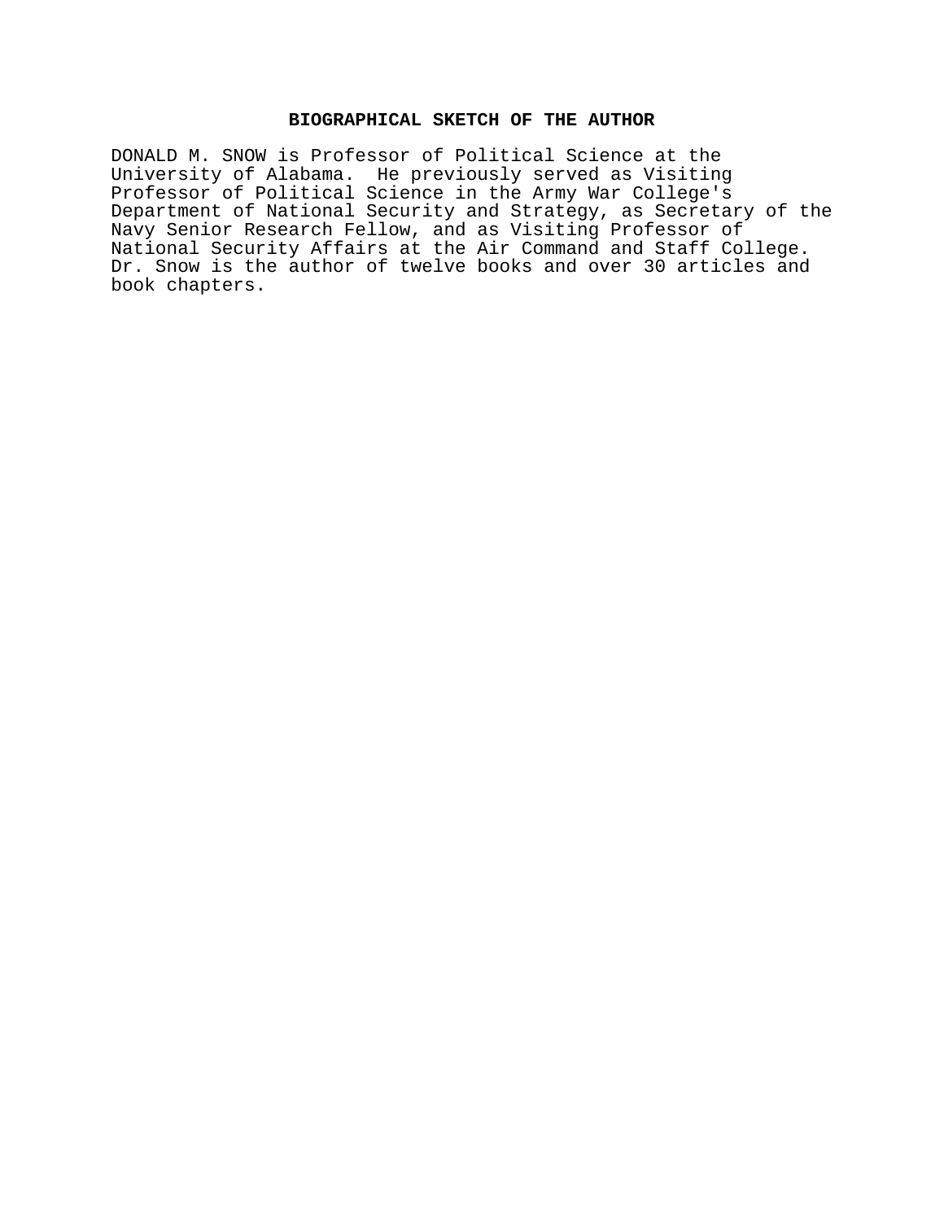## BIOGRAPHICAL SKETCH OF THE AUTHOR

DONALD M. SNOW is Professor of Political Science at the University of Alabama. He previously served as Visiting Professor of Political Science in the Army War College's Department of National Security and Strategy, as Secretary of the Navy Senior Research Fellow, and as Visiting Professor of National Security Affairs at the Air Command and Staff College. Dr. Snow is the author of twelve books and over 30 articles and book chapters.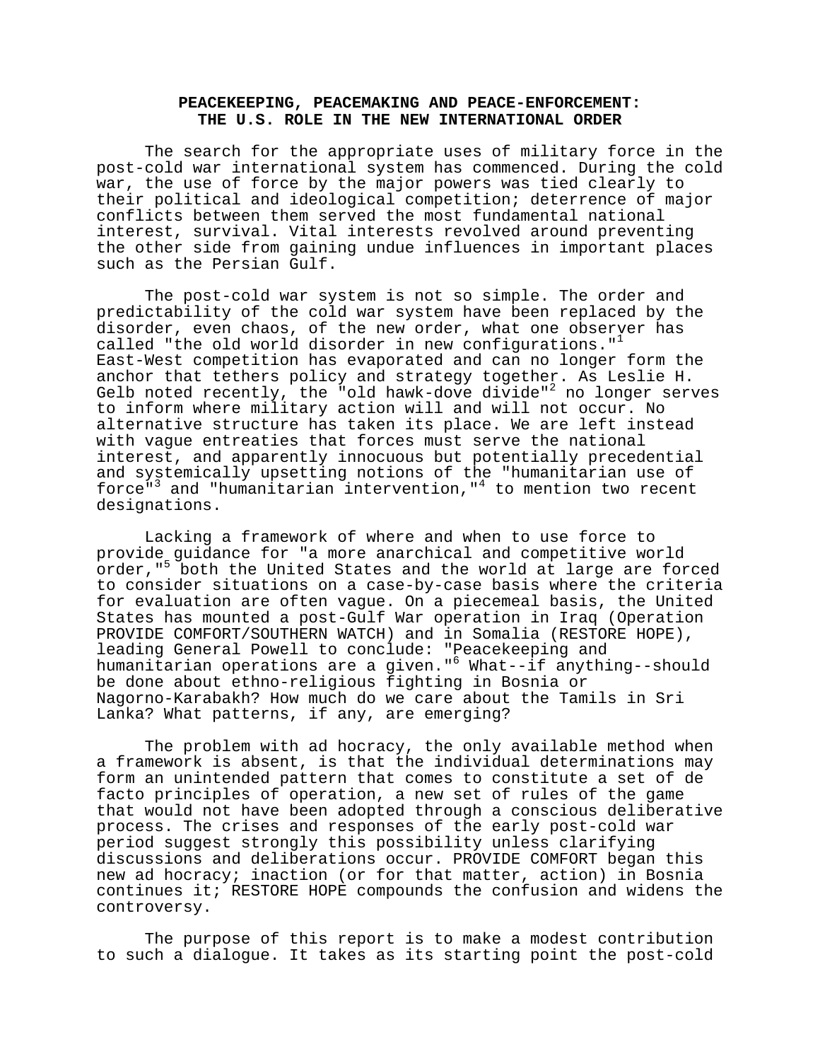## PEACEKEEPING, PEACEMAKING AND PEACE-ENFORCEMENT: THE U.S. ROLE IN THE NEW INTERNATIONAL ORDER

The search for the appropriate uses of military force in the post-cold war international system has commenced. During the cold war, the use of force by the major powers was tied clearly to their political and ideological competition; deterrence of major conflicts between them served the most fundamental national interest, survival. Vital interests revolved around preventing the other side from gaining undue influences in important places such as the Persian Gulf.

The post-cold war system is not so simple. The order and predictability of the cold war system have been replaced by the disorder, even chaos, of the new order, what one observer has called "the old world disorder in new configurations."[1] East-West competition has evaporated and can no longer form the anchor that tethers policy and strategy together. As Leslie H. Gelb noted recently, the "old hawk-dove divide"[2] no longer serves to inform where military action will and will not occur. No alternative structure has taken its place. We are left instead with vague entreaties that forces must serve the national interest, and apparently innocuous but potentially precedential and systemically upsetting notions of the "humanitarian use of force"[3] and "humanitarian intervention,"[4] to mention two recent designations.

Lacking a framework of where and when to use force to provide guidance for "a more anarchical and competitive world order,"[5] both the United States and the world at large are forced to consider situations on a case-by-case basis where the criteria for evaluation are often vague. On a piecemeal basis, the United States has mounted a post-Gulf War operation in Iraq (Operation PROVIDE COMFORT/SOUTHERN WATCH) and in Somalia (RESTORE HOPE), leading General Powell to conclude: "Peacekeeping and humanitarian operations are a given."[6] What--if anything--should be done about ethno-religious fighting in Bosnia or Nagorno-Karabakh? How much do we care about the Tamils in Sri Lanka? What patterns, if any, are emerging?

The problem with ad hocracy, the only available method when a framework is absent, is that the individual determinations may form an unintended pattern that comes to constitute a set of de facto principles of operation, a new set of rules of the game that would not have been adopted through a conscious deliberative process. The crises and responses of the early post-cold war period suggest strongly this possibility unless clarifying discussions and deliberations occur. PROVIDE COMFORT began this new ad hocracy; inaction (or for that matter, action) in Bosnia continues it; RESTORE HOPE compounds the confusion and widens the controversy.

The purpose of this report is to make a modest contribution to such a dialogue. It takes as its starting point the post-cold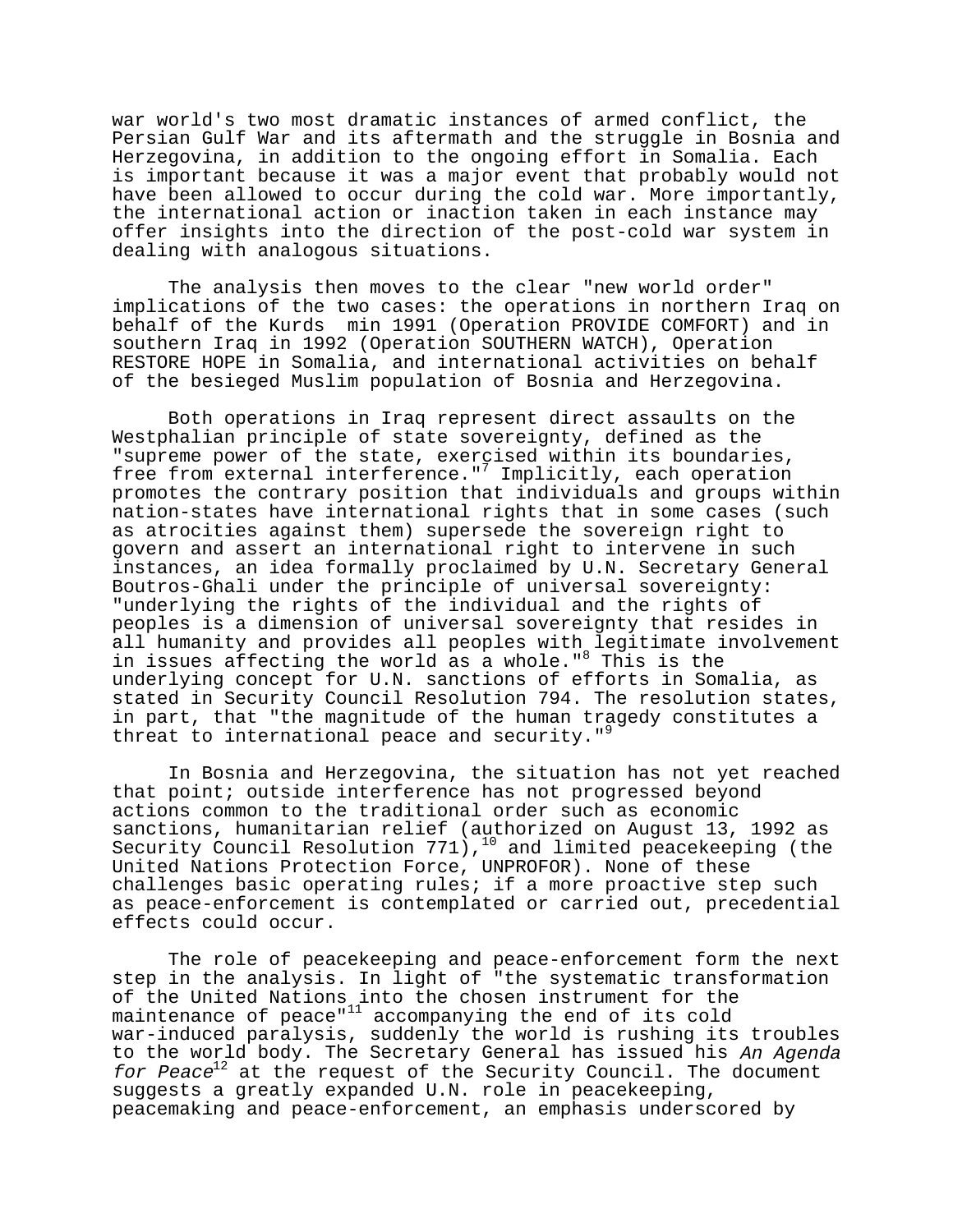war world's two most dramatic instances of armed conflict, the Persian Gulf War and its aftermath and the struggle in Bosnia and Herzegovina, in addition to the ongoing effort in Somalia. Each is important because it was a major event that probably would not have been allowed to occur during the cold war. More importantly, the international action or inaction taken in each instance may offer insights into the direction of the post-cold war system in dealing with analogous situations.

The analysis then moves to the clear "new world order" implications of the two cases: the operations in northern Iraq on behalf of the Kurds min 1991 (Operation PROVIDE COMFORT) and in southern Iraq in 1992 (Operation SOUTHERN WATCH), Operation RESTORE HOPE in Somalia, and international activities on behalf of the besieged Muslim population of Bosnia and Herzegovina.

Both operations in Iraq represent direct assaults on the Westphalian principle of state sovereignty, defined as the "supreme power of the state, exercised within its boundaries, free from external interference."[7] Implicitly, each operation promotes the contrary position that individuals and groups within nation-states have international rights that in some cases (such as atrocities against them) supersede the sovereign right to govern and assert an international right to intervene in such instances, an idea formally proclaimed by U.N. Secretary General Boutros-Ghali under the principle of universal sovereignty: "underlying the rights of the individual and the rights of peoples is a dimension of universal sovereignty that resides in all humanity and provides all peoples with legitimate involvement in issues affecting the world as a whole."[8] This is the underlying concept for U.N. sanctions of efforts in Somalia, as stated in Security Council Resolution 794. The resolution states, in part, that "the magnitude of the human tragedy constitutes a threat to international peace and security."[9]

In Bosnia and Herzegovina, the situation has not yet reached that point; outside interference has not progressed beyond actions common to the traditional order such as economic sanctions, humanitarian relief (authorized on August 13, 1992 as Security Council Resolution 771),[10] and limited peacekeeping (the United Nations Protection Force, UNPROFOR). None of these challenges basic operating rules; if a more proactive step such as peace-enforcement is contemplated or carried out, precedential effects could occur.

The role of peacekeeping and peace-enforcement form the next step in the analysis. In light of "the systematic transformation of the United Nations into the chosen instrument for the maintenance of peace"[11] accompanying the end of its cold war-induced paralysis, suddenly the world is rushing its troubles to the world body. The Secretary General has issued his *An Agenda for Peace*[12] at the request of the Security Council. The document suggests a greatly expanded U.N. role in peacekeeping, peacemaking and peace-enforcement, an emphasis underscored by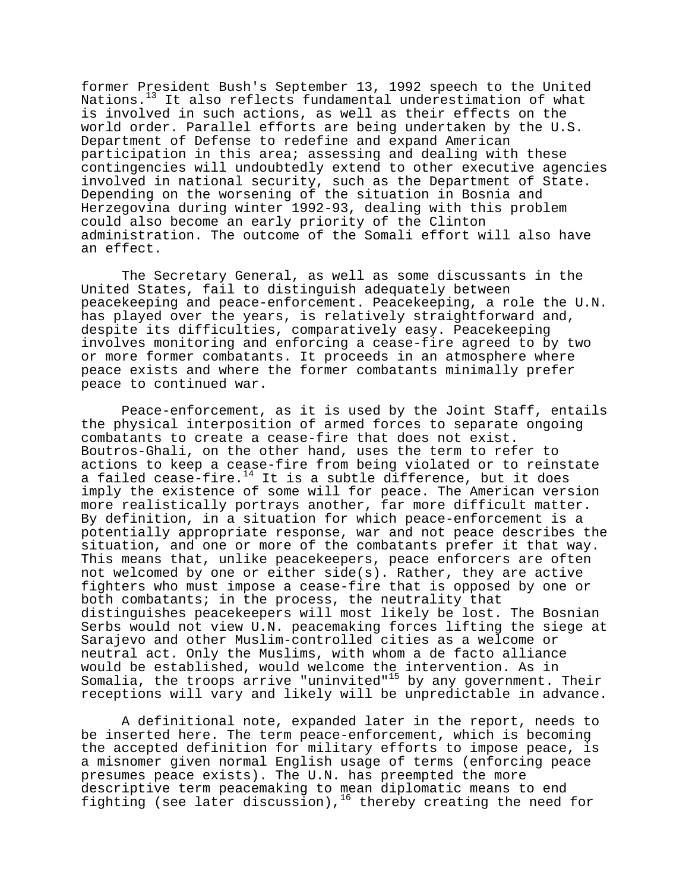former President Bush's September 13, 1992 speech to the United Nations.[13] It also reflects fundamental underestimation of what is involved in such actions, as well as their effects on the world order. Parallel efforts are being undertaken by the U.S. Department of Defense to redefine and expand American participation in this area; assessing and dealing with these contingencies will undoubtedly extend to other executive agencies involved in national security, such as the Department of State. Depending on the worsening of the situation in Bosnia and Herzegovina during winter 1992-93, dealing with this problem could also become an early priority of the Clinton administration. The outcome of the Somali effort will also have an effect.

The Secretary General, as well as some discussants in the United States, fail to distinguish adequately between peacekeeping and peace-enforcement. Peacekeeping, a role the U.N. has played over the years, is relatively straightforward and, despite its difficulties, comparatively easy. Peacekeeping involves monitoring and enforcing a cease-fire agreed to by two or more former combatants. It proceeds in an atmosphere where peace exists and where the former combatants minimally prefer peace to continued war.

Peace-enforcement, as it is used by the Joint Staff, entails the physical interposition of armed forces to separate ongoing combatants to create a cease-fire that does not exist. Boutros-Ghali, on the other hand, uses the term to refer to actions to keep a cease-fire from being violated or to reinstate a failed cease-fire.[14] It is a subtle difference, but it does imply the existence of some will for peace. The American version more realistically portrays another, far more difficult matter. By definition, in a situation for which peace-enforcement is a potentially appropriate response, war and not peace describes the situation, and one or more of the combatants prefer it that way. This means that, unlike peacekeepers, peace enforcers are often not welcomed by one or either side(s). Rather, they are active fighters who must impose a cease-fire that is opposed by one or both combatants; in the process, the neutrality that distinguishes peacekeepers will most likely be lost. The Bosnian Serbs would not view U.N. peacemaking forces lifting the siege at Sarajevo and other Muslim-controlled cities as a welcome or neutral act. Only the Muslims, with whom a de facto alliance would be established, would welcome the intervention. As in Somalia, the troops arrive "uninvited"[15] by any government. Their receptions will vary and likely will be unpredictable in advance.

A definitional note, expanded later in the report, needs to be inserted here. The term peace-enforcement, which is becoming the accepted definition for military efforts to impose peace, is a misnomer given normal English usage of terms (enforcing peace presumes peace exists). The U.N. has preempted the more descriptive term peacemaking to mean diplomatic means to end fighting (see later discussion),[16] thereby creating the need for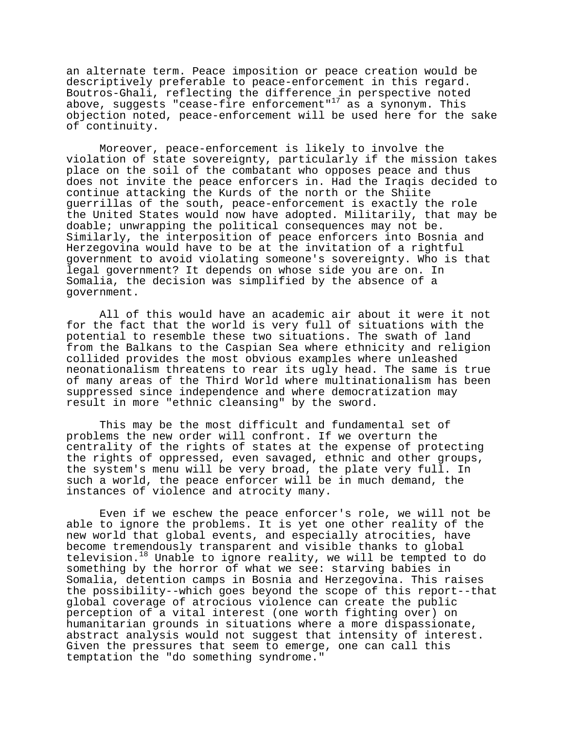an alternate term. Peace imposition or peace creation would be descriptively preferable to peace-enforcement in this regard. Boutros-Ghali, reflecting the difference in perspective noted above, suggests "cease-fire enforcement"[17] as a synonym. This objection noted, peace-enforcement will be used here for the sake of continuity.

Moreover, peace-enforcement is likely to involve the violation of state sovereignty, particularly if the mission takes place on the soil of the combatant who opposes peace and thus does not invite the peace enforcers in. Had the Iraqis decided to continue attacking the Kurds of the north or the Shiite guerrillas of the south, peace-enforcement is exactly the role the United States would now have adopted. Militarily, that may be doable; unwrapping the political consequences may not be. Similarly, the interposition of peace enforcers into Bosnia and Herzegovina would have to be at the invitation of a rightful government to avoid violating someone's sovereignty. Who is that legal government? It depends on whose side you are on. In Somalia, the decision was simplified by the absence of a government.

All of this would have an academic air about it were it not for the fact that the world is very full of situations with the potential to resemble these two situations. The swath of land from the Balkans to the Caspian Sea where ethnicity and religion collided provides the most obvious examples where unleashed neonationalism threatens to rear its ugly head. The same is true of many areas of the Third World where multinationalism has been suppressed since independence and where democratization may result in more "ethnic cleansing" by the sword.

This may be the most difficult and fundamental set of problems the new order will confront. If we overturn the centrality of the rights of states at the expense of protecting the rights of oppressed, even savaged, ethnic and other groups, the system's menu will be very broad, the plate very full. In such a world, the peace enforcer will be in much demand, the instances of violence and atrocity many.

Even if we eschew the peace enforcer's role, we will not be able to ignore the problems. It is yet one other reality of the new world that global events, and especially atrocities, have become tremendously transparent and visible thanks to global television.[18] Unable to ignore reality, we will be tempted to do something by the horror of what we see: starving babies in Somalia, detention camps in Bosnia and Herzegovina. This raises the possibility--which goes beyond the scope of this report--that global coverage of atrocious violence can create the public perception of a vital interest (one worth fighting over) on humanitarian grounds in situations where a more dispassionate, abstract analysis would not suggest that intensity of interest. Given the pressures that seem to emerge, one can call this temptation the "do something syndrome."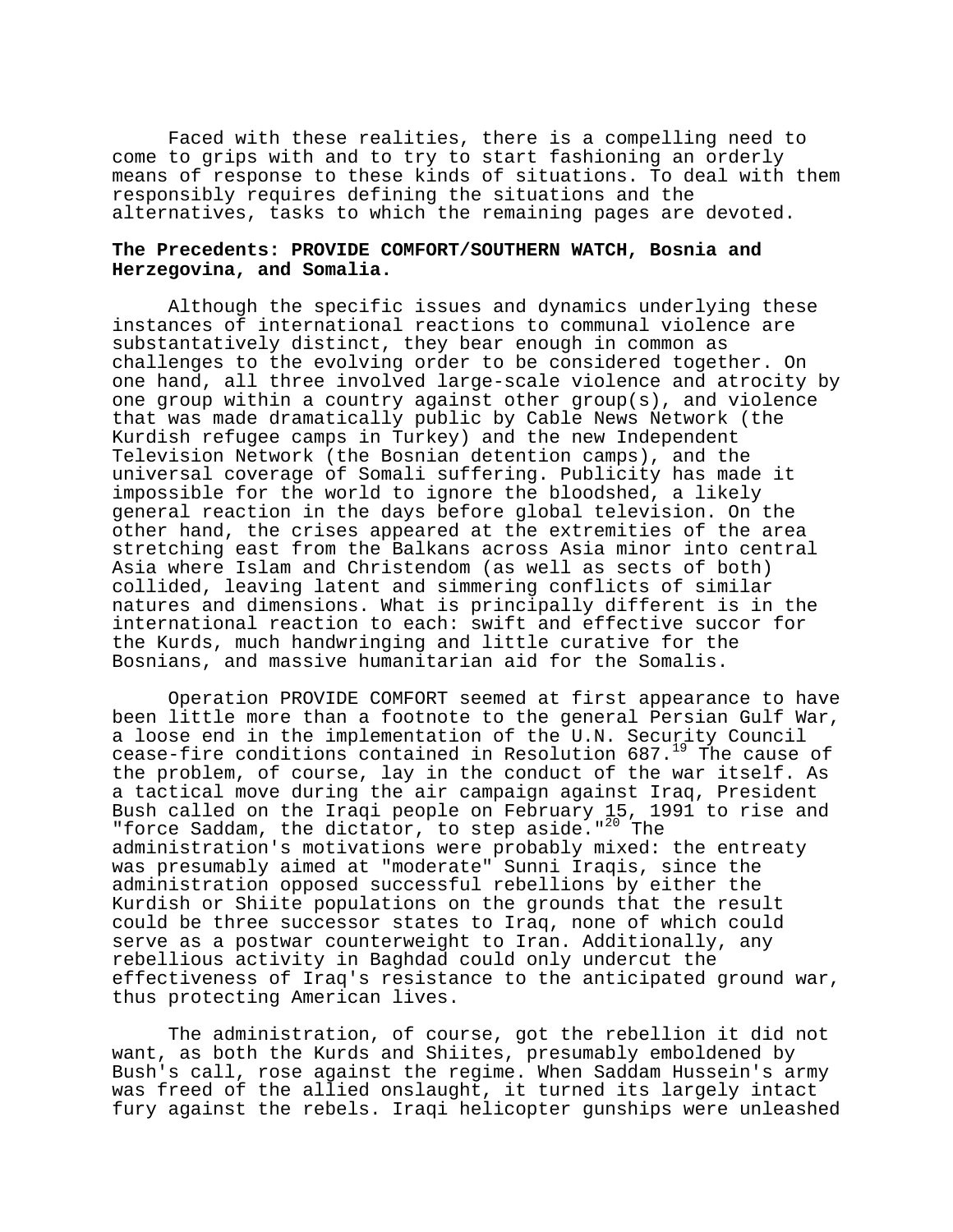Faced with these realities, there is a compelling need to come to grips with and to try to start fashioning an orderly means of response to these kinds of situations. To deal with them responsibly requires defining the situations and the alternatives, tasks to which the remaining pages are devoted.

**The Precedents: PROVIDE COMFORT/SOUTHERN WATCH, Bosnia and Herzegovina, and Somalia.**

Although the specific issues and dynamics underlying these instances of international reactions to communal violence are substantatively distinct, they bear enough in common as challenges to the evolving order to be considered together. On one hand, all three involved large-scale violence and atrocity by one group within a country against other group(s), and violence that was made dramatically public by Cable News Network (the Kurdish refugee camps in Turkey) and the new Independent Television Network (the Bosnian detention camps), and the universal coverage of Somali suffering. Publicity has made it impossible for the world to ignore the bloodshed, a likely general reaction in the days before global television. On the other hand, the crises appeared at the extremities of the area stretching east from the Balkans across Asia minor into central Asia where Islam and Christendom (as well as sects of both) collided, leaving latent and simmering conflicts of similar natures and dimensions. What is principally different is in the international reaction to each: swift and effective succor for the Kurds, much handwringing and little curative for the Bosnians, and massive humanitarian aid for the Somalis.

Operation PROVIDE COMFORT seemed at first appearance to have been little more than a footnote to the general Persian Gulf War, a loose end in the implementation of the U.N. Security Council cease-fire conditions contained in Resolution 687.[19] The cause of the problem, of course, lay in the conduct of the war itself. As a tactical move during the air campaign against Iraq, President Bush called on the Iraqi people on February 15, 1991 to rise and "force Saddam, the dictator, to step aside."[20] The administration's motivations were probably mixed: the entreaty was presumably aimed at "moderate" Sunni Iraqis, since the administration opposed successful rebellions by either the Kurdish or Shiite populations on the grounds that the result could be three successor states to Iraq, none of which could serve as a postwar counterweight to Iran. Additionally, any rebellious activity in Baghdad could only undercut the effectiveness of Iraq's resistance to the anticipated ground war, thus protecting American lives.

The administration, of course, got the rebellion it did not want, as both the Kurds and Shiites, presumably emboldened by Bush's call, rose against the regime. When Saddam Hussein's army was freed of the allied onslaught, it turned its largely intact fury against the rebels. Iraqi helicopter gunships were unleashed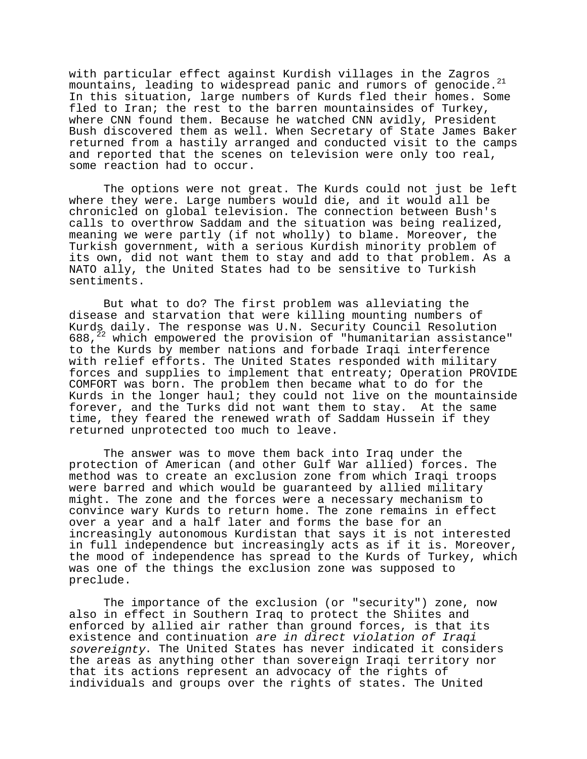with particular effect against Kurdish villages in the Zagros mountains, leading to widespread panic and rumors of genocide.[21] In this situation, large numbers of Kurds fled their homes. Some fled to Iran; the rest to the barren mountainsides of Turkey, where CNN found them. Because he watched CNN avidly, President Bush discovered them as well. When Secretary of State James Baker returned from a hastily arranged and conducted visit to the camps and reported that the scenes on television were only too real, some reaction had to occur.

The options were not great. The Kurds could not just be left where they were. Large numbers would die, and it would all be chronicled on global television. The connection between Bush's calls to overthrow Saddam and the situation was being realized, meaning we were partly (if not wholly) to blame. Moreover, the Turkish government, with a serious Kurdish minority problem of its own, did not want them to stay and add to that problem. As a NATO ally, the United States had to be sensitive to Turkish sentiments.

But what to do? The first problem was alleviating the disease and starvation that were killing mounting numbers of Kurds daily. The response was U.N. Security Council Resolution 688,[22] which empowered the provision of "humanitarian assistance" to the Kurds by member nations and forbade Iraqi interference with relief efforts. The United States responded with military forces and supplies to implement that entreaty; Operation PROVIDE COMFORT was born. The problem then became what to do for the Kurds in the longer haul; they could not live on the mountainside forever, and the Turks did not want them to stay. At the same time, they feared the renewed wrath of Saddam Hussein if they returned unprotected too much to leave.

The answer was to move them back into Iraq under the protection of American (and other Gulf War allied) forces. The method was to create an exclusion zone from which Iraqi troops were barred and which would be guaranteed by allied military might. The zone and the forces were a necessary mechanism to convince wary Kurds to return home. The zone remains in effect over a year and a half later and forms the base for an increasingly autonomous Kurdistan that says it is not interested in full independence but increasingly acts as if it is. Moreover, the mood of independence has spread to the Kurds of Turkey, which was one of the things the exclusion zone was supposed to preclude.

The importance of the exclusion (or "security") zone, now also in effect in Southern Iraq to protect the Shiites and enforced by allied air rather than ground forces, is that its existence and continuation *are in direct violation of Iraqi sovereignty*. The United States has never indicated it considers the areas as anything other than sovereign Iraqi territory nor that its actions represent an advocacy of the rights of individuals and groups over the rights of states. The United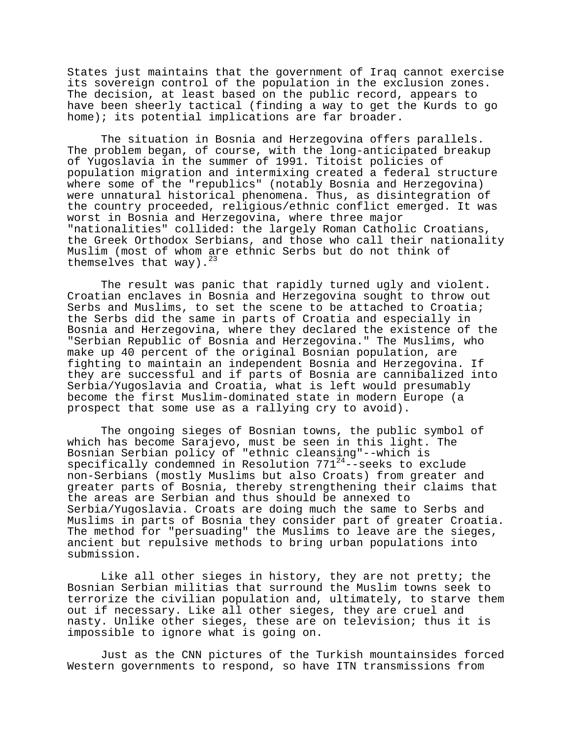States just maintains that the government of Iraq cannot exercise its sovereign control of the population in the exclusion zones. The decision, at least based on the public record, appears to have been sheerly tactical (finding a way to get the Kurds to go home); its potential implications are far broader.

The situation in Bosnia and Herzegovina offers parallels. The problem began, of course, with the long-anticipated breakup of Yugoslavia in the summer of 1991. Titoist policies of population migration and intermixing created a federal structure where some of the "republics" (notably Bosnia and Herzegovina) were unnatural historical phenomena. Thus, as disintegration of the country proceeded, religious/ethnic conflict emerged. It was worst in Bosnia and Herzegovina, where three major "nationalities" collided: the largely Roman Catholic Croatians, the Greek Orthodox Serbians, and those who call their nationality Muslim (most of whom are ethnic Serbs but do not think of themselves that way).[23]

The result was panic that rapidly turned ugly and violent. Croatian enclaves in Bosnia and Herzegovina sought to throw out Serbs and Muslims, to set the scene to be attached to Croatia; the Serbs did the same in parts of Croatia and especially in Bosnia and Herzegovina, where they declared the existence of the "Serbian Republic of Bosnia and Herzegovina." The Muslims, who make up 40 percent of the original Bosnian population, are fighting to maintain an independent Bosnia and Herzegovina. If they are successful and if parts of Bosnia are cannibalized into Serbia/Yugoslavia and Croatia, what is left would presumably become the first Muslim-dominated state in modern Europe (a prospect that some use as a rallying cry to avoid).

The ongoing sieges of Bosnian towns, the public symbol of which has become Sarajevo, must be seen in this light. The Bosnian Serbian policy of "ethnic cleansing"--which is specifically condemned in Resolution 771[24]--seeks to exclude non-Serbians (mostly Muslims but also Croats) from greater and greater parts of Bosnia, thereby strengthening their claims that the areas are Serbian and thus should be annexed to Serbia/Yugoslavia. Croats are doing much the same to Serbs and Muslims in parts of Bosnia they consider part of greater Croatia. The method for "persuading" the Muslims to leave are the sieges, ancient but repulsive methods to bring urban populations into submission.

Like all other sieges in history, they are not pretty; the Bosnian Serbian militias that surround the Muslim towns seek to terrorize the civilian population and, ultimately, to starve them out if necessary. Like all other sieges, they are cruel and nasty. Unlike other sieges, these are on television; thus it is impossible to ignore what is going on.

Just as the CNN pictures of the Turkish mountainsides forced Western governments to respond, so have ITN transmissions from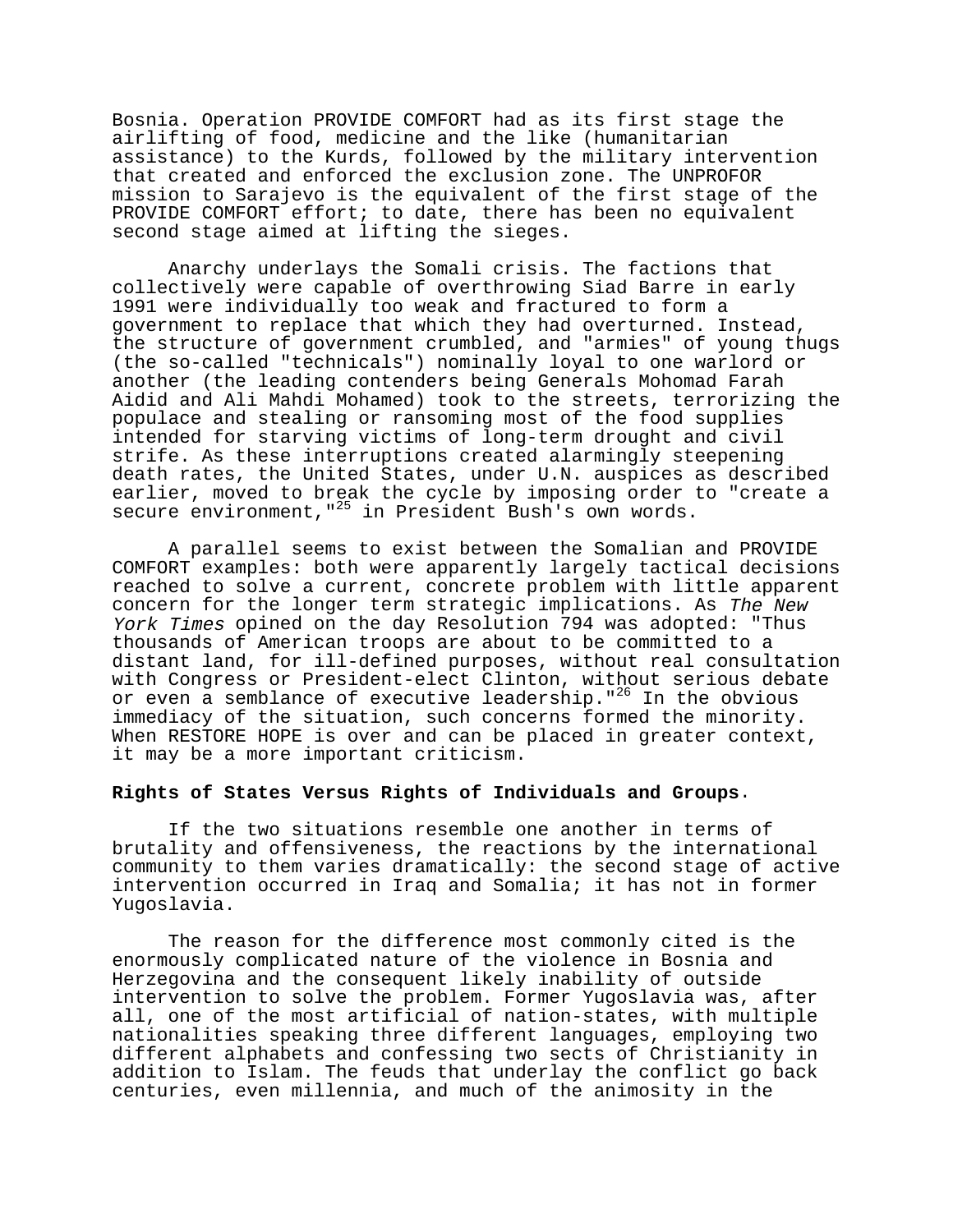Bosnia. Operation PROVIDE COMFORT had as its first stage the airlifting of food, medicine and the like (humanitarian assistance) to the Kurds, followed by the military intervention that created and enforced the exclusion zone. The UNPROFOR mission to Sarajevo is the equivalent of the first stage of the PROVIDE COMFORT effort; to date, there has been no equivalent second stage aimed at lifting the sieges.

Anarchy underlays the Somali crisis. The factions that collectively were capable of overthrowing Siad Barre in early 1991 were individually too weak and fractured to form a government to replace that which they had overturned. Instead, the structure of government crumbled, and "armies" of young thugs (the so-called "technicals") nominally loyal to one warlord or another (the leading contenders being Generals Mohomad Farah Aidid and Ali Mahdi Mohamed) took to the streets, terrorizing the populace and stealing or ransoming most of the food supplies intended for starving victims of long-term drought and civil strife. As these interruptions created alarmingly steepening death rates, the United States, under U.N. auspices as described earlier, moved to break the cycle by imposing order to "create a secure environment,"[25] in President Bush's own words.

A parallel seems to exist between the Somalian and PROVIDE COMFORT examples: both were apparently largely tactical decisions reached to solve a current, concrete problem with little apparent concern for the longer term strategic implications. As *The New York Times* opined on the day Resolution 794 was adopted: "Thus thousands of American troops are about to be committed to a distant land, for ill-defined purposes, without real consultation with Congress or President-elect Clinton, without serious debate or even a semblance of executive leadership."[26] In the obvious immediacy of the situation, such concerns formed the minority. When RESTORE HOPE is over and can be placed in greater context, it may be a more important criticism.

**Rights of States Versus Rights of Individuals and Groups**.

If the two situations resemble one another in terms of brutality and offensiveness, the reactions by the international community to them varies dramatically: the second stage of active intervention occurred in Iraq and Somalia; it has not in former Yugoslavia.

The reason for the difference most commonly cited is the enormously complicated nature of the violence in Bosnia and Herzegovina and the consequent likely inability of outside intervention to solve the problem. Former Yugoslavia was, after all, one of the most artificial of nation-states, with multiple nationalities speaking three different languages, employing two different alphabets and confessing two sects of Christianity in addition to Islam. The feuds that underlay the conflict go back centuries, even millennia, and much of the animosity in the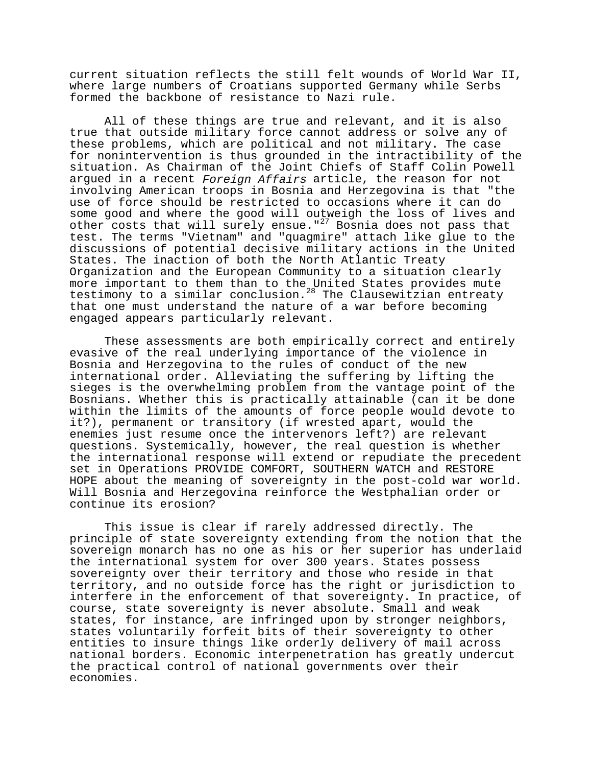current situation reflects the still felt wounds of World War II, where large numbers of Croatians supported Germany while Serbs formed the backbone of resistance to Nazi rule.

All of these things are true and relevant, and it is also true that outside military force cannot address or solve any of these problems, which are political and not military. The case for nonintervention is thus grounded in the intractibility of the situation. As Chairman of the Joint Chiefs of Staff Colin Powell argued in a recent *Foreign Affairs* article, the reason for not involving American troops in Bosnia and Herzegovina is that "the use of force should be restricted to occasions where it can do some good and where the good will outweigh the loss of lives and other costs that will surely ensue."[27] Bosnia does not pass that test. The terms "Vietnam" and "quagmire" attach like glue to the discussions of potential decisive military actions in the United States. The inaction of both the North Atlantic Treaty Organization and the European Community to a situation clearly more important to them than to the United States provides mute testimony to a similar conclusion.[28] The Clausewitzian entreaty that one must understand the nature of a war before becoming engaged appears particularly relevant.

These assessments are both empirically correct and entirely evasive of the real underlying importance of the violence in Bosnia and Herzegovina to the rules of conduct of the new international order. Alleviating the suffering by lifting the sieges is the overwhelming problem from the vantage point of the Bosnians. Whether this is practically attainable (can it be done within the limits of the amounts of force people would devote to it?), permanent or transitory (if wrested apart, would the enemies just resume once the intervenors left?) are relevant questions. Systemically, however, the real question is whether the international response will extend or repudiate the precedent set in Operations PROVIDE COMFORT, SOUTHERN WATCH and RESTORE HOPE about the meaning of sovereignty in the post-cold war world. Will Bosnia and Herzegovina reinforce the Westphalian order or continue its erosion?

This issue is clear if rarely addressed directly. The principle of state sovereignty extending from the notion that the sovereign monarch has no one as his or her superior has underlaid the international system for over 300 years. States possess sovereignty over their territory and those who reside in that territory, and no outside force has the right or jurisdiction to interfere in the enforcement of that sovereignty. In practice, of course, state sovereignty is never absolute. Small and weak states, for instance, are infringed upon by stronger neighbors, states voluntarily forfeit bits of their sovereignty to other entities to insure things like orderly delivery of mail across national borders. Economic interpenetration has greatly undercut the practical control of national governments over their economies.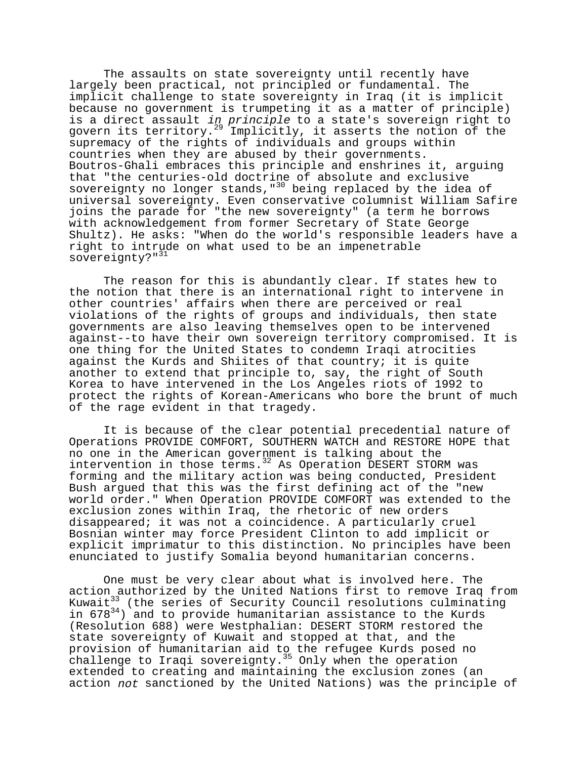The assaults on state sovereignty until recently have largely been practical, not principled or fundamental. The implicit challenge to state sovereignty in Iraq (it is implicit because no government is trumpeting it as a matter of principle) is a direct assault *in principle* to a state's sovereign right to govern its territory.[29] Implicitly, it asserts the notion of the supremacy of the rights of individuals and groups within countries when they are abused by their governments. Boutros-Ghali embraces this principle and enshrines it, arguing that "the centuries-old doctrine of absolute and exclusive sovereignty no longer stands,"[30] being replaced by the idea of universal sovereignty. Even conservative columnist William Safire joins the parade for "the new sovereignty" (a term he borrows with acknowledgement from former Secretary of State George Shultz). He asks: "When do the world's responsible leaders have a right to intrude on what used to be an impenetrable sovereignty?"[31]

The reason for this is abundantly clear. If states hew to the notion that there is an international right to intervene in other countries' affairs when there are perceived or real violations of the rights of groups and individuals, then state governments are also leaving themselves open to be intervened against--to have their own sovereign territory compromised. It is one thing for the United States to condemn Iraqi atrocities against the Kurds and Shiites of that country; it is quite another to extend that principle to, say, the right of South Korea to have intervened in the Los Angeles riots of 1992 to protect the rights of Korean-Americans who bore the brunt of much of the rage evident in that tragedy.

It is because of the clear potential precedential nature of Operations PROVIDE COMFORT, SOUTHERN WATCH and RESTORE HOPE that no one in the American government is talking about the intervention in those terms.[32] As Operation DESERT STORM was forming and the military action was being conducted, President Bush argued that this was the first defining act of the "new world order." When Operation PROVIDE COMFORT was extended to the exclusion zones within Iraq, the rhetoric of new orders disappeared; it was not a coincidence. A particularly cruel Bosnian winter may force President Clinton to add implicit or explicit imprimatur to this distinction. No principles have been enunciated to justify Somalia beyond humanitarian concerns.

One must be very clear about what is involved here. The action authorized by the United Nations first to remove Iraq from Kuwait[33] (the series of Security Council resolutions culminating in 678[34]) and to provide humanitarian assistance to the Kurds (Resolution 688) were Westphalian: DESERT STORM restored the state sovereignty of Kuwait and stopped at that, and the provision of humanitarian aid to the refugee Kurds posed no challenge to Iraqi sovereignty.[35] Only when the operation extended to creating and maintaining the exclusion zones (an action *not* sanctioned by the United Nations) was the principle of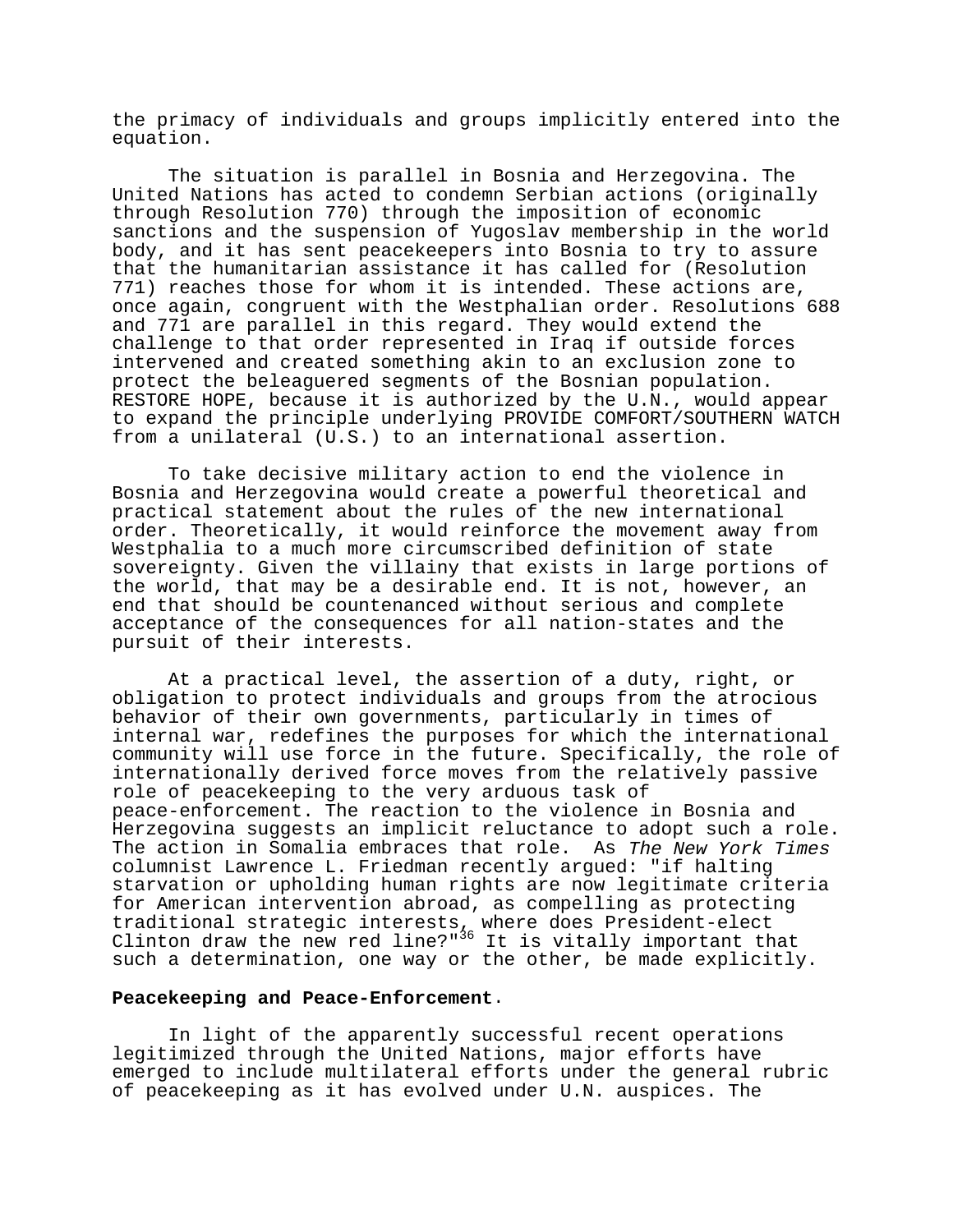the primacy of individuals and groups implicitly entered into the equation.

The situation is parallel in Bosnia and Herzegovina. The United Nations has acted to condemn Serbian actions (originally through Resolution 770) through the imposition of economic sanctions and the suspension of Yugoslav membership in the world body, and it has sent peacekeepers into Bosnia to try to assure that the humanitarian assistance it has called for (Resolution 771) reaches those for whom it is intended. These actions are, once again, congruent with the Westphalian order. Resolutions 688 and 771 are parallel in this regard. They would extend the challenge to that order represented in Iraq if outside forces intervened and created something akin to an exclusion zone to protect the beleaguered segments of the Bosnian population. RESTORE HOPE, because it is authorized by the U.N., would appear to expand the principle underlying PROVIDE COMFORT/SOUTHERN WATCH from a unilateral (U.S.) to an international assertion.

To take decisive military action to end the violence in Bosnia and Herzegovina would create a powerful theoretical and practical statement about the rules of the new international order. Theoretically, it would reinforce the movement away from Westphalia to a much more circumscribed definition of state sovereignty. Given the villainy that exists in large portions of the world, that may be a desirable end. It is not, however, an end that should be countenanced without serious and complete acceptance of the consequences for all nation-states and the pursuit of their interests.

At a practical level, the assertion of a duty, right, or obligation to protect individuals and groups from the atrocious behavior of their own governments, particularly in times of internal war, redefines the purposes for which the international community will use force in the future. Specifically, the role of internationally derived force moves from the relatively passive role of peacekeeping to the very arduous task of peace-enforcement. The reaction to the violence in Bosnia and Herzegovina suggests an implicit reluctance to adopt such a role. The action in Somalia embraces that role. As *The New York Times* columnist Lawrence L. Friedman recently argued: "if halting starvation or upholding human rights are now legitimate criteria for American intervention abroad, as compelling as protecting traditional strategic interests, where does President-elect Clinton draw the new red line?"[36] It is vitally important that such a determination, one way or the other, be made explicitly.

**Peacekeeping and Peace-Enforcement**.

In light of the apparently successful recent operations legitimized through the United Nations, major efforts have emerged to include multilateral efforts under the general rubric of peacekeeping as it has evolved under U.N. auspices. The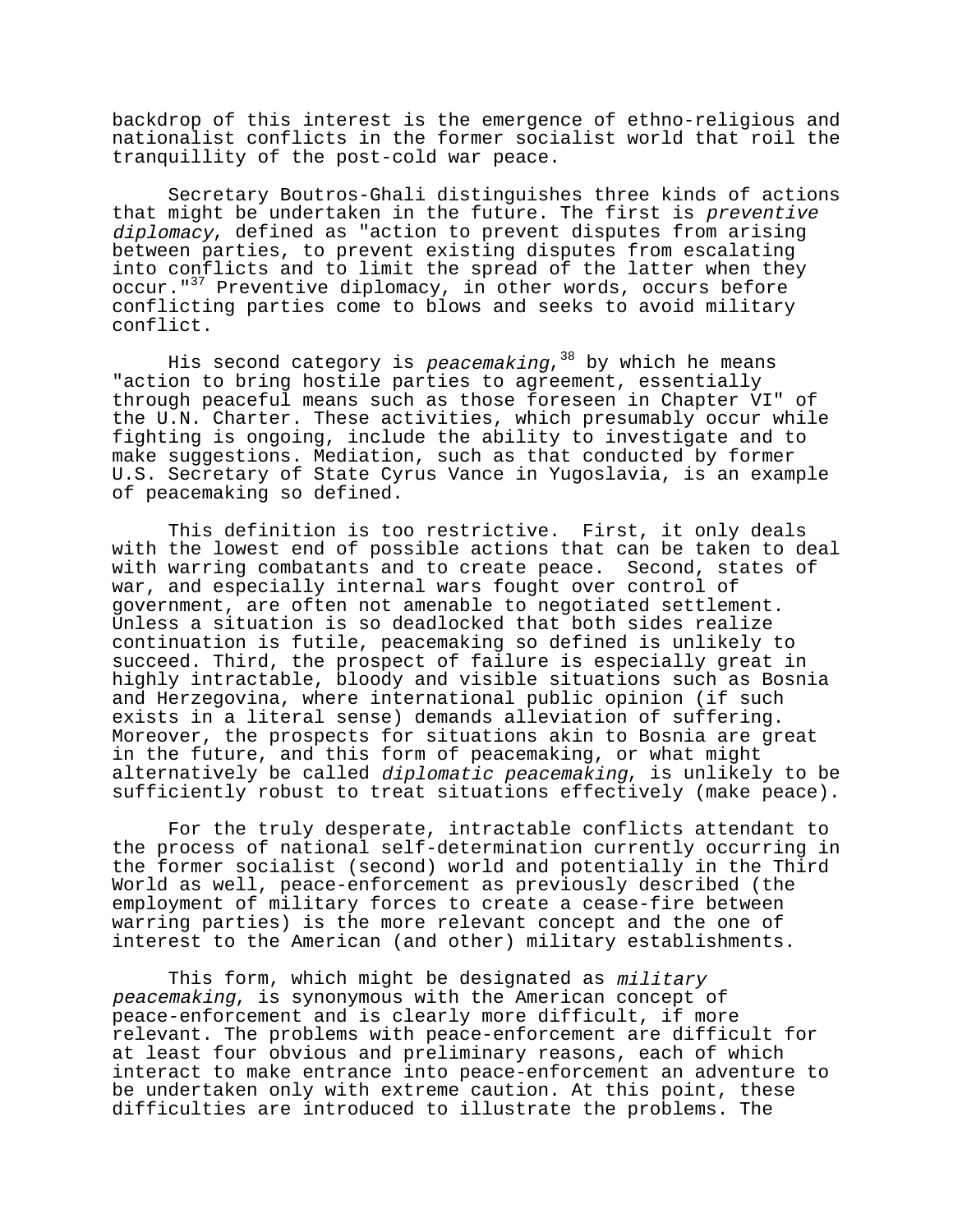backdrop of this interest is the emergence of ethno-religious and nationalist conflicts in the former socialist world that roil the tranquillity of the post-cold war peace.

Secretary Boutros-Ghali distinguishes three kinds of actions that might be undertaken in the future. The first is *preventive diplomacy*, defined as "action to prevent disputes from arising between parties, to prevent existing disputes from escalating into conflicts and to limit the spread of the latter when they occur."[37] Preventive diplomacy, in other words, occurs before conflicting parties come to blows and seeks to avoid military conflict.

His second category is *peacemaking*,[38] by which he means "action to bring hostile parties to agreement, essentially through peaceful means such as those foreseen in Chapter VI" of the U.N. Charter. These activities, which presumably occur while fighting is ongoing, include the ability to investigate and to make suggestions. Mediation, such as that conducted by former U.S. Secretary of State Cyrus Vance in Yugoslavia, is an example of peacemaking so defined.

This definition is too restrictive. First, it only deals with the lowest end of possible actions that can be taken to deal with warring combatants and to create peace. Second, states of war, and especially internal wars fought over control of government, are often not amenable to negotiated settlement. Unless a situation is so deadlocked that both sides realize continuation is futile, peacemaking so defined is unlikely to succeed. Third, the prospect of failure is especially great in highly intractable, bloody and visible situations such as Bosnia and Herzegovina, where international public opinion (if such exists in a literal sense) demands alleviation of suffering. Moreover, the prospects for situations akin to Bosnia are great in the future, and this form of peacemaking, or what might alternatively be called *diplomatic peacemaking*, is unlikely to be sufficiently robust to treat situations effectively (make peace).

For the truly desperate, intractable conflicts attendant to the process of national self-determination currently occurring in the former socialist (second) world and potentially in the Third World as well, peace-enforcement as previously described (the employment of military forces to create a cease-fire between warring parties) is the more relevant concept and the one of interest to the American (and other) military establishments.

This form, which might be designated as *military peacemaking*, is synonymous with the American concept of peace-enforcement and is clearly more difficult, if more relevant. The problems with peace-enforcement are difficult for at least four obvious and preliminary reasons, each of which interact to make entrance into peace-enforcement an adventure to be undertaken only with extreme caution. At this point, these difficulties are introduced to illustrate the problems. The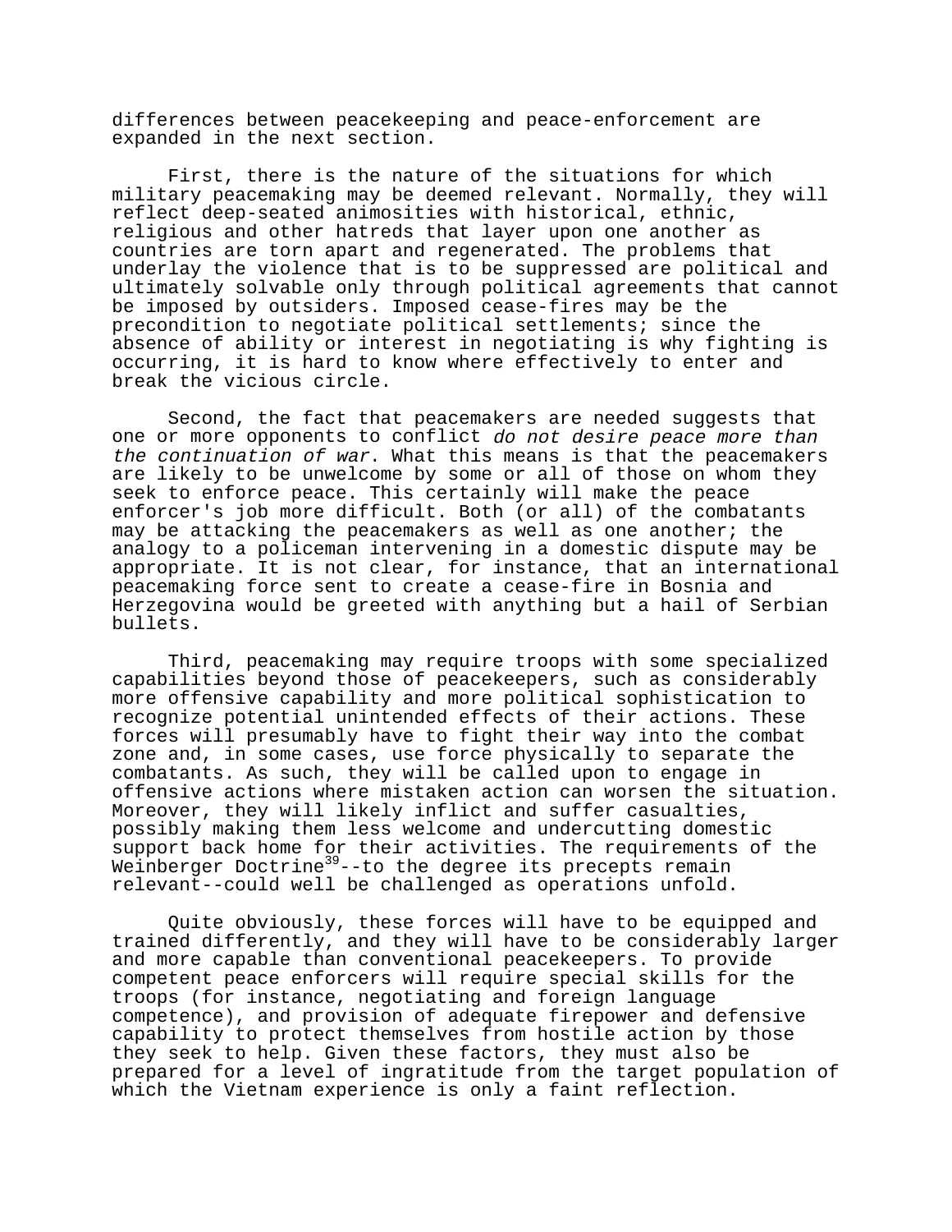differences between peacekeeping and peace-enforcement are expanded in the next section.

First, there is the nature of the situations for which military peacemaking may be deemed relevant. Normally, they will reflect deep-seated animosities with historical, ethnic, religious and other hatreds that layer upon one another as countries are torn apart and regenerated. The problems that underlay the violence that is to be suppressed are political and ultimately solvable only through political agreements that cannot be imposed by outsiders. Imposed cease-fires may be the precondition to negotiate political settlements; since the absence of ability or interest in negotiating is why fighting is occurring, it is hard to know where effectively to enter and break the vicious circle.

Second, the fact that peacemakers are needed suggests that one or more opponents to conflict *do not desire peace more than the continuation of war*. What this means is that the peacemakers are likely to be unwelcome by some or all of those on whom they seek to enforce peace. This certainly will make the peace enforcer's job more difficult. Both (or all) of the combatants may be attacking the peacemakers as well as one another; the analogy to a policeman intervening in a domestic dispute may be appropriate. It is not clear, for instance, that an international peacemaking force sent to create a cease-fire in Bosnia and Herzegovina would be greeted with anything but a hail of Serbian bullets.

Third, peacemaking may require troops with some specialized capabilities beyond those of peacekeepers, such as considerably more offensive capability and more political sophistication to recognize potential unintended effects of their actions. These forces will presumably have to fight their way into the combat zone and, in some cases, use force physically to separate the combatants. As such, they will be called upon to engage in offensive actions where mistaken action can worsen the situation. Moreover, they will likely inflict and suffer casualties, possibly making them less welcome and undercutting domestic support back home for their activities. The requirements of the Weinberger Doctrine[39]--to the degree its precepts remain relevant--could well be challenged as operations unfold.

Quite obviously, these forces will have to be equipped and trained differently, and they will have to be considerably larger and more capable than conventional peacekeepers. To provide competent peace enforcers will require special skills for the troops (for instance, negotiating and foreign language competence), and provision of adequate firepower and defensive capability to protect themselves from hostile action by those they seek to help. Given these factors, they must also be prepared for a level of ingratitude from the target population of which the Vietnam experience is only a faint reflection.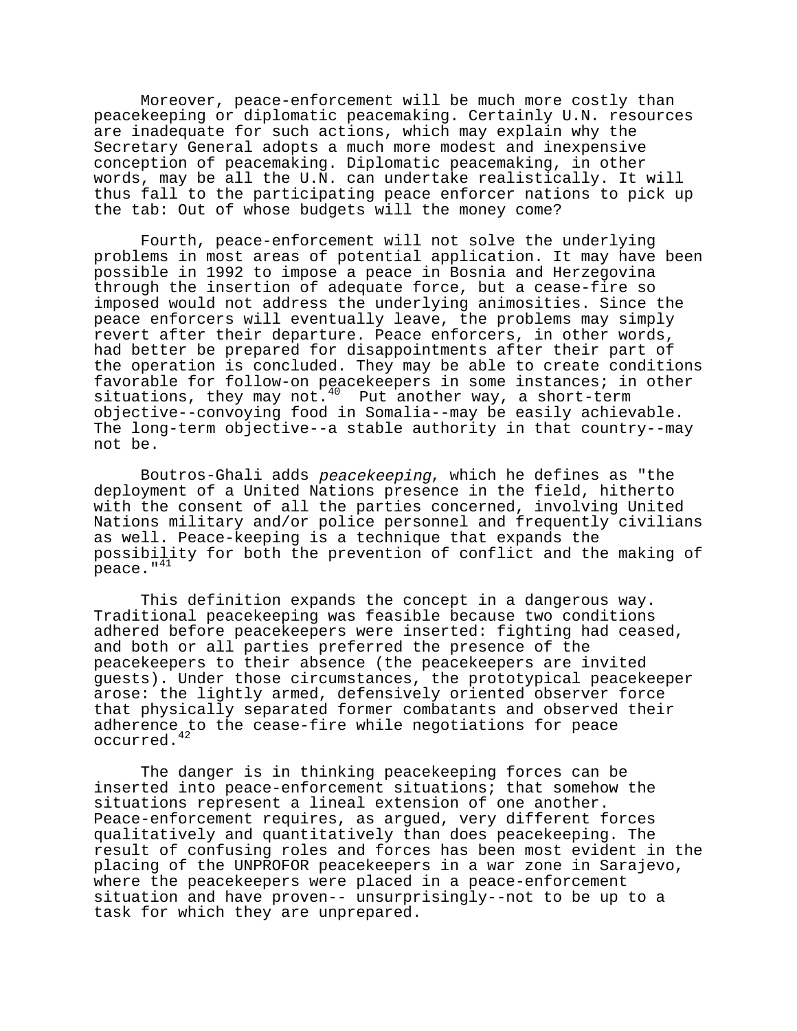Moreover, peace-enforcement will be much more costly than peacekeeping or diplomatic peacemaking. Certainly U.N. resources are inadequate for such actions, which may explain why the Secretary General adopts a much more modest and inexpensive conception of peacemaking. Diplomatic peacemaking, in other words, may be all the U.N. can undertake realistically. It will thus fall to the participating peace enforcer nations to pick up the tab: Out of whose budgets will the money come?

Fourth, peace-enforcement will not solve the underlying problems in most areas of potential application. It may have been possible in 1992 to impose a peace in Bosnia and Herzegovina through the insertion of adequate force, but a cease-fire so imposed would not address the underlying animosities. Since the peace enforcers will eventually leave, the problems may simply revert after their departure. Peace enforcers, in other words, had better be prepared for disappointments after their part of the operation is concluded. They may be able to create conditions favorable for follow-on peacekeepers in some instances; in other situations, they may not.[40] Put another way, a short-term objective--convoying food in Somalia--may be easily achievable. The long-term objective--a stable authority in that country--may not be.

Boutros-Ghali adds *peacekeeping*, which he defines as "the deployment of a United Nations presence in the field, hitherto with the consent of all the parties concerned, involving United Nations military and/or police personnel and frequently civilians as well. Peace-keeping is a technique that expands the possibility for both the prevention of conflict and the making of peace."[41]

This definition expands the concept in a dangerous way. Traditional peacekeeping was feasible because two conditions adhered before peacekeepers were inserted: fighting had ceased, and both or all parties preferred the presence of the peacekeepers to their absence (the peacekeepers are invited guests). Under those circumstances, the prototypical peacekeeper arose: the lightly armed, defensively oriented observer force that physically separated former combatants and observed their adherence to the cease-fire while negotiations for peace occurred.[42]

The danger is in thinking peacekeeping forces can be inserted into peace-enforcement situations; that somehow the situations represent a lineal extension of one another. Peace-enforcement requires, as argued, very different forces qualitatively and quantitatively than does peacekeeping. The result of confusing roles and forces has been most evident in the placing of the UNPROFOR peacekeepers in a war zone in Sarajevo, where the peacekeepers were placed in a peace-enforcement situation and have proven-- unsurprisingly--not to be up to a task for which they are unprepared.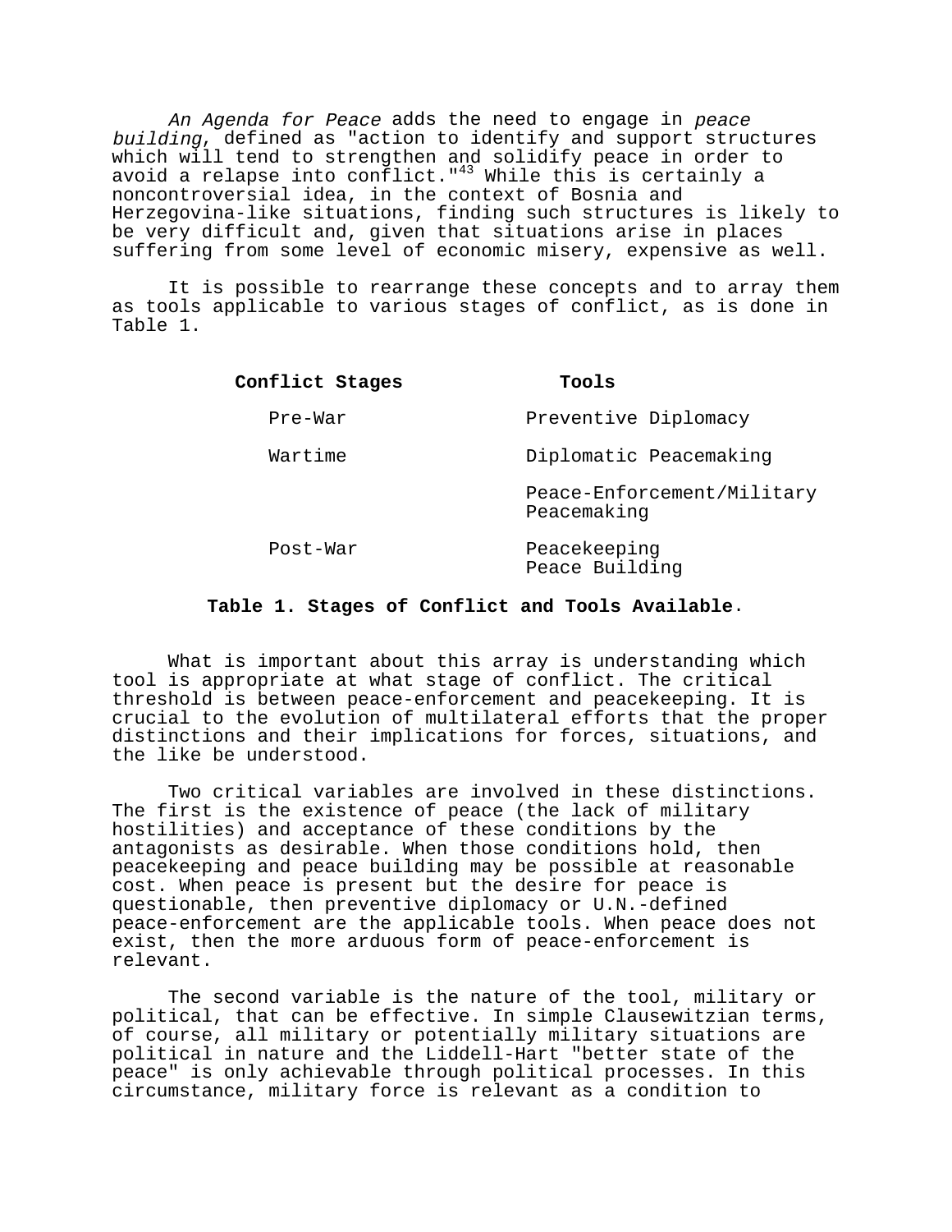*An Agenda for Peace* adds the need to engage in *peace building*, defined as "action to identify and support structures which will tend to strengthen and solidify peace in order to avoid a relapse into conflict."[43] While this is certainly a noncontroversial idea, in the context of Bosnia and Herzegovina-like situations, finding such structures is likely to be very difficult and, given that situations arise in places suffering from some level of economic misery, expensive as well.

It is possible to rearrange these concepts and to array them as tools applicable to various stages of conflict, as is done in Table 1.

| Conflict Stages | Tools |
|---|---|
| Pre-War | Preventive Diplomacy |
| Wartime | Diplomatic Peacemaking |
| | Peace-Enforcement/Military Peacemaking |
| Post-War | Peacekeeping<br>Peace Building |

**Table 1. Stages of Conflict and Tools Available.**

What is important about this array is understanding which tool is appropriate at what stage of conflict. The critical threshold is between peace-enforcement and peacekeeping. It is crucial to the evolution of multilateral efforts that the proper distinctions and their implications for forces, situations, and the like be understood.

Two critical variables are involved in these distinctions. The first is the existence of peace (the lack of military hostilities) and acceptance of these conditions by the antagonists as desirable. When those conditions hold, then peacekeeping and peace building may be possible at reasonable cost. When peace is present but the desire for peace is questionable, then preventive diplomacy or U.N.-defined peace-enforcement are the applicable tools. When peace does not exist, then the more arduous form of peace-enforcement is relevant.

The second variable is the nature of the tool, military or political, that can be effective. In simple Clausewitzian terms, of course, all military or potentially military situations are political in nature and the Liddell-Hart "better state of the peace" is only achievable through political processes. In this circumstance, military force is relevant as a condition to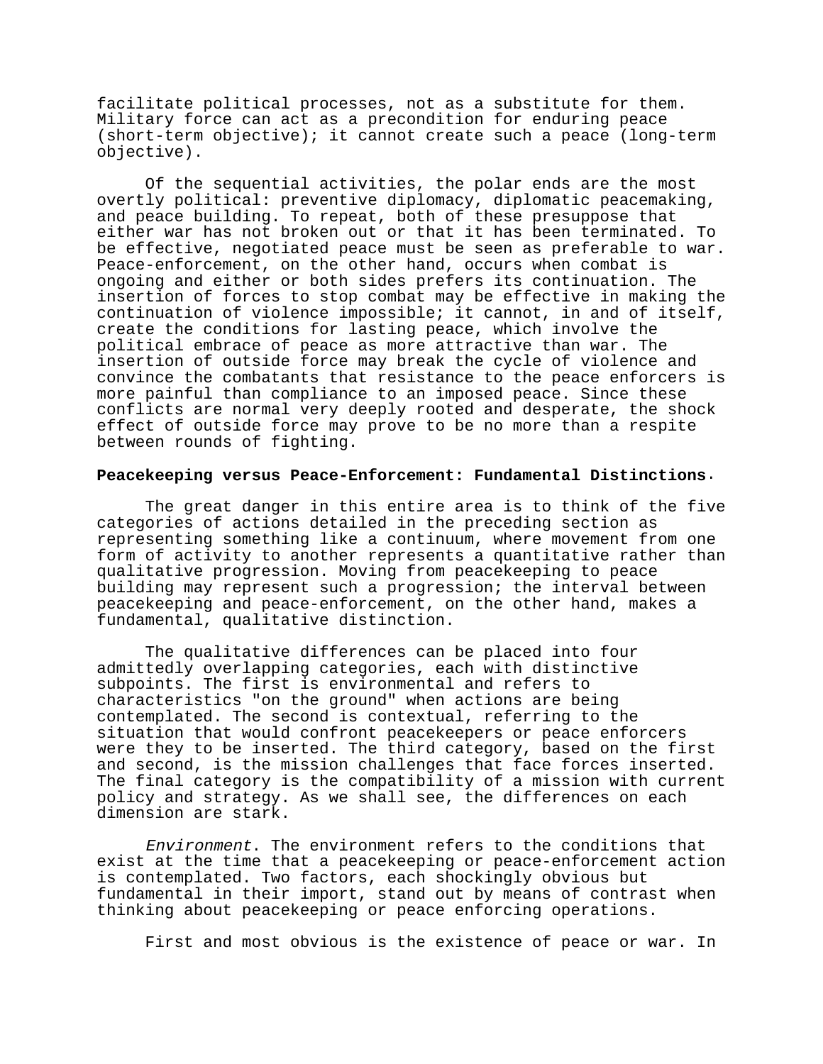facilitate political processes, not as a substitute for them. Military force can act as a precondition for enduring peace (short-term objective); it cannot create such a peace (long-term objective).

Of the sequential activities, the polar ends are the most overtly political: preventive diplomacy, diplomatic peacemaking, and peace building. To repeat, both of these presuppose that either war has not broken out or that it has been terminated. To be effective, negotiated peace must be seen as preferable to war. Peace-enforcement, on the other hand, occurs when combat is ongoing and either or both sides prefers its continuation. The insertion of forces to stop combat may be effective in making the continuation of violence impossible; it cannot, in and of itself, create the conditions for lasting peace, which involve the political embrace of peace as more attractive than war. The insertion of outside force may break the cycle of violence and convince the combatants that resistance to the peace enforcers is more painful than compliance to an imposed peace. Since these conflicts are normal very deeply rooted and desperate, the shock effect of outside force may prove to be no more than a respite between rounds of fighting.

**Peacekeeping versus Peace-Enforcement: Fundamental Distinctions.**

The great danger in this entire area is to think of the five categories of actions detailed in the preceding section as representing something like a continuum, where movement from one form of activity to another represents a quantitative rather than qualitative progression. Moving from peacekeeping to peace building may represent such a progression; the interval between peacekeeping and peace-enforcement, on the other hand, makes a fundamental, qualitative distinction.

The qualitative differences can be placed into four admittedly overlapping categories, each with distinctive subpoints. The first is environmental and refers to characteristics "on the ground" when actions are being contemplated. The second is contextual, referring to the situation that would confront peacekeepers or peace enforcers were they to be inserted. The third category, based on the first and second, is the mission challenges that face forces inserted. The final category is the compatibility of a mission with current policy and strategy. As we shall see, the differences on each dimension are stark.

*Environment*. The environment refers to the conditions that exist at the time that a peacekeeping or peace-enforcement action is contemplated. Two factors, each shockingly obvious but fundamental in their import, stand out by means of contrast when thinking about peacekeeping or peace enforcing operations.

First and most obvious is the existence of peace or war. In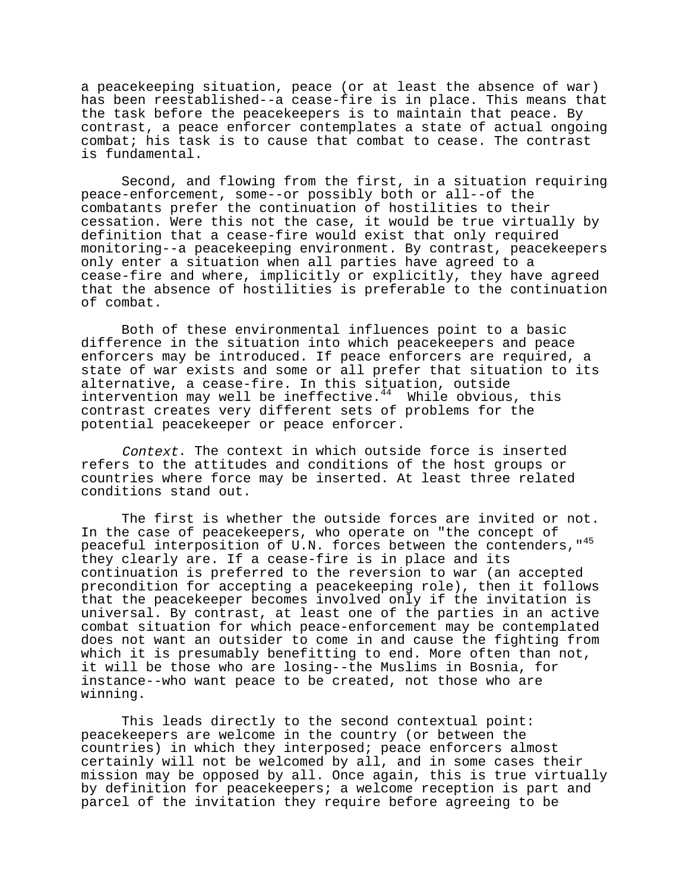a peacekeeping situation, peace (or at least the absence of war) has been reestablished--a cease-fire is in place. This means that the task before the peacekeepers is to maintain that peace. By contrast, a peace enforcer contemplates a state of actual ongoing combat; his task is to cause that combat to cease. The contrast is fundamental.

Second, and flowing from the first, in a situation requiring peace-enforcement, some--or possibly both or all--of the combatants prefer the continuation of hostilities to their cessation. Were this not the case, it would be true virtually by definition that a cease-fire would exist that only required monitoring--a peacekeeping environment. By contrast, peacekeepers only enter a situation when all parties have agreed to a cease-fire and where, implicitly or explicitly, they have agreed that the absence of hostilities is preferable to the continuation of combat.

Both of these environmental influences point to a basic difference in the situation into which peacekeepers and peace enforcers may be introduced. If peace enforcers are required, a state of war exists and some or all prefer that situation to its alternative, a cease-fire. In this situation, outside intervention may well be ineffective.[44] While obvious, this contrast creates very different sets of problems for the potential peacekeeper or peace enforcer.

*Context*. The context in which outside force is inserted refers to the attitudes and conditions of the host groups or countries where force may be inserted. At least three related conditions stand out.

The first is whether the outside forces are invited or not. In the case of peacekeepers, who operate on "the concept of peaceful interposition of U.N. forces between the contenders,"[45] they clearly are. If a cease-fire is in place and its continuation is preferred to the reversion to war (an accepted precondition for accepting a peacekeeping role), then it follows that the peacekeeper becomes involved only if the invitation is universal. By contrast, at least one of the parties in an active combat situation for which peace-enforcement may be contemplated does not want an outsider to come in and cause the fighting from which it is presumably benefitting to end. More often than not, it will be those who are losing--the Muslims in Bosnia, for instance--who want peace to be created, not those who are winning.

This leads directly to the second contextual point: peacekeepers are welcome in the country (or between the countries) in which they interposed; peace enforcers almost certainly will not be welcomed by all, and in some cases their mission may be opposed by all. Once again, this is true virtually by definition for peacekeepers; a welcome reception is part and parcel of the invitation they require before agreeing to be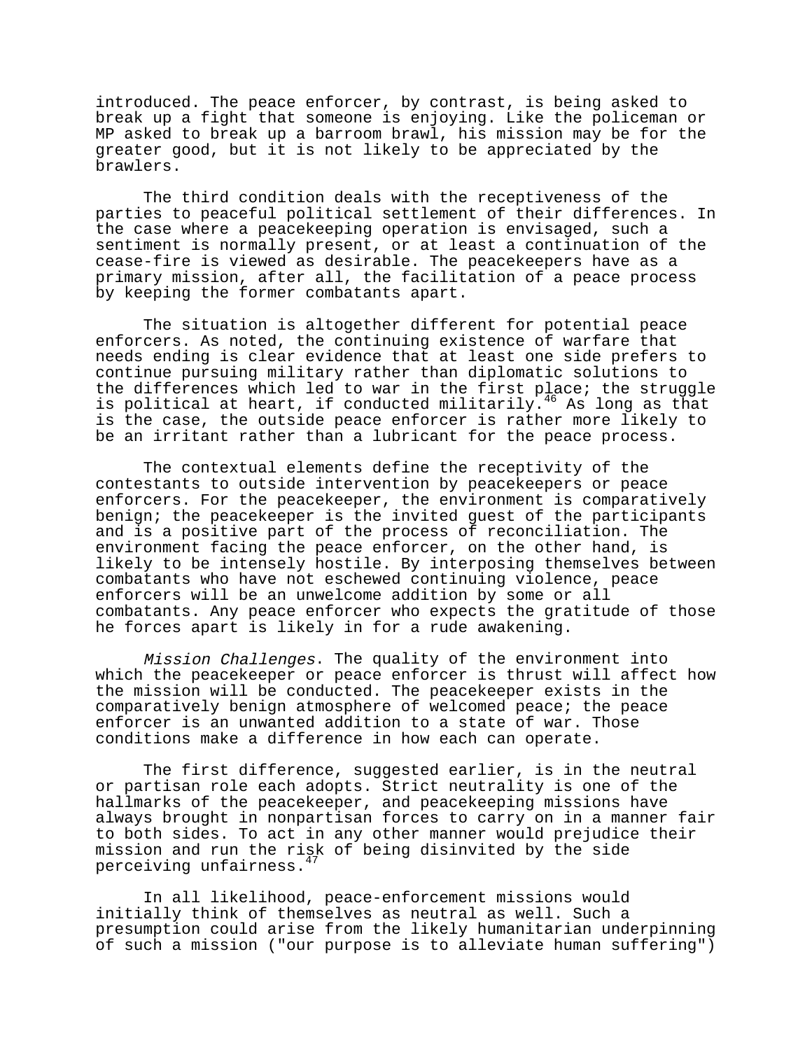introduced. The peace enforcer, by contrast, is being asked to break up a fight that someone is enjoying. Like the policeman or MP asked to break up a barroom brawl, his mission may be for the greater good, but it is not likely to be appreciated by the brawlers.

The third condition deals with the receptiveness of the parties to peaceful political settlement of their differences. In the case where a peacekeeping operation is envisaged, such a sentiment is normally present, or at least a continuation of the cease-fire is viewed as desirable. The peacekeepers have as a primary mission, after all, the facilitation of a peace process by keeping the former combatants apart.

The situation is altogether different for potential peace enforcers. As noted, the continuing existence of warfare that needs ending is clear evidence that at least one side prefers to continue pursuing military rather than diplomatic solutions to the differences which led to war in the first place; the struggle is political at heart, if conducted militarily.[46] As long as that is the case, the outside peace enforcer is rather more likely to be an irritant rather than a lubricant for the peace process.

The contextual elements define the receptivity of the contestants to outside intervention by peacekeepers or peace enforcers. For the peacekeeper, the environment is comparatively benign; the peacekeeper is the invited guest of the participants and is a positive part of the process of reconciliation. The environment facing the peace enforcer, on the other hand, is likely to be intensely hostile. By interposing themselves between combatants who have not eschewed continuing violence, peace enforcers will be an unwelcome addition by some or all combatants. Any peace enforcer who expects the gratitude of those he forces apart is likely in for a rude awakening.

*Mission Challenges*. The quality of the environment into which the peacekeeper or peace enforcer is thrust will affect how the mission will be conducted. The peacekeeper exists in the comparatively benign atmosphere of welcomed peace; the peace enforcer is an unwanted addition to a state of war. Those conditions make a difference in how each can operate.

The first difference, suggested earlier, is in the neutral or partisan role each adopts. Strict neutrality is one of the hallmarks of the peacekeeper, and peacekeeping missions have always brought in nonpartisan forces to carry on in a manner fair to both sides. To act in any other manner would prejudice their mission and run the risk of being disinvited by the side perceiving unfairness.[47]

In all likelihood, peace-enforcement missions would initially think of themselves as neutral as well. Such a presumption could arise from the likely humanitarian underpinning of such a mission ("our purpose is to alleviate human suffering")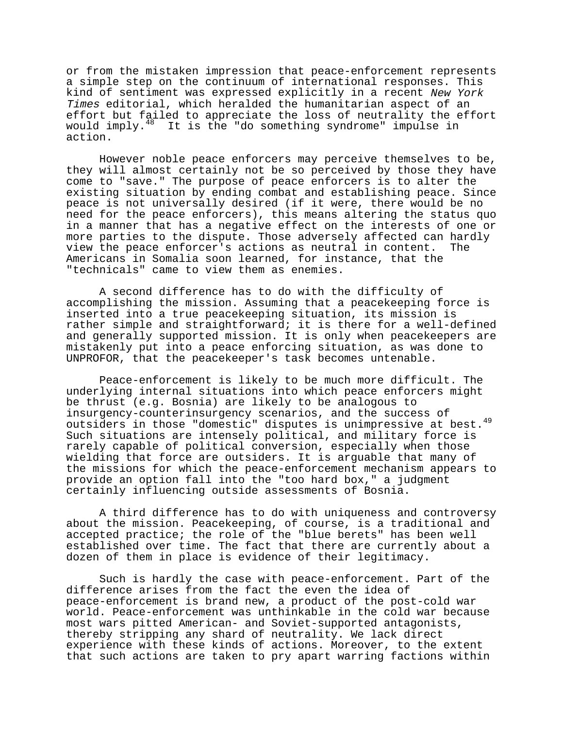or from the mistaken impression that peace-enforcement represents a simple step on the continuum of international responses. This kind of sentiment was expressed explicitly in a recent *New York Times* editorial, which heralded the humanitarian aspect of an effort but failed to appreciate the loss of neutrality the effort would imply.[48] It is the "do something syndrome" impulse in action.

However noble peace enforcers may perceive themselves to be, they will almost certainly not be so perceived by those they have come to "save." The purpose of peace enforcers is to alter the existing situation by ending combat and establishing peace. Since peace is not universally desired (if it were, there would be no need for the peace enforcers), this means altering the status quo in a manner that has a negative effect on the interests of one or more parties to the dispute. Those adversely affected can hardly view the peace enforcer's actions as neutral in content. The Americans in Somalia soon learned, for instance, that the "technicals" came to view them as enemies.

A second difference has to do with the difficulty of accomplishing the mission. Assuming that a peacekeeping force is inserted into a true peacekeeping situation, its mission is rather simple and straightforward; it is there for a well-defined and generally supported mission. It is only when peacekeepers are mistakenly put into a peace enforcing situation, as was done to UNPROFOR, that the peacekeeper's task becomes untenable.

Peace-enforcement is likely to be much more difficult. The underlying internal situations into which peace enforcers might be thrust (e.g. Bosnia) are likely to be analogous to insurgency-counterinsurgency scenarios, and the success of outsiders in those "domestic" disputes is unimpressive at best.[49] Such situations are intensely political, and military force is rarely capable of political conversion, especially when those wielding that force are outsiders. It is arguable that many of the missions for which the peace-enforcement mechanism appears to provide an option fall into the "too hard box," a judgment certainly influencing outside assessments of Bosnia.

A third difference has to do with uniqueness and controversy about the mission. Peacekeeping, of course, is a traditional and accepted practice; the role of the "blue berets" has been well established over time. The fact that there are currently about a dozen of them in place is evidence of their legitimacy.

Such is hardly the case with peace-enforcement. Part of the difference arises from the fact the even the idea of peace-enforcement is brand new, a product of the post-cold war world. Peace-enforcement was unthinkable in the cold war because most wars pitted American- and Soviet-supported antagonists, thereby stripping any shard of neutrality. We lack direct experience with these kinds of actions. Moreover, to the extent that such actions are taken to pry apart warring factions within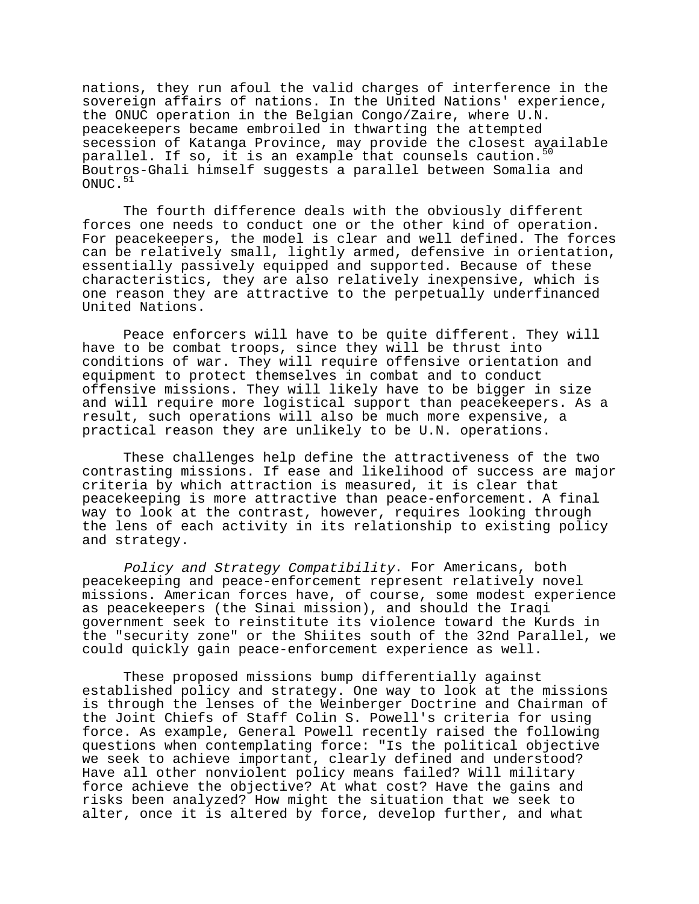nations, they run afoul the valid charges of interference in the sovereign affairs of nations. In the United Nations' experience, the ONUC operation in the Belgian Congo/Zaire, where U.N. peacekeepers became embroiled in thwarting the attempted secession of Katanga Province, may provide the closest available parallel. If so, it is an example that counsels caution.[50] Boutros-Ghali himself suggests a parallel between Somalia and ONUC.[51]

The fourth difference deals with the obviously different forces one needs to conduct one or the other kind of operation. For peacekeepers, the model is clear and well defined. The forces can be relatively small, lightly armed, defensive in orientation, essentially passively equipped and supported. Because of these characteristics, they are also relatively inexpensive, which is one reason they are attractive to the perpetually underfinanced United Nations.

Peace enforcers will have to be quite different. They will have to be combat troops, since they will be thrust into conditions of war. They will require offensive orientation and equipment to protect themselves in combat and to conduct offensive missions. They will likely have to be bigger in size and will require more logistical support than peacekeepers. As a result, such operations will also be much more expensive, a practical reason they are unlikely to be U.N. operations.

These challenges help define the attractiveness of the two contrasting missions. If ease and likelihood of success are major criteria by which attraction is measured, it is clear that peacekeeping is more attractive than peace-enforcement. A final way to look at the contrast, however, requires looking through the lens of each activity in its relationship to existing policy and strategy.

*Policy and Strategy Compatibility*. For Americans, both peacekeeping and peace-enforcement represent relatively novel missions. American forces have, of course, some modest experience as peacekeepers (the Sinai mission), and should the Iraqi government seek to reinstitute its violence toward the Kurds in the "security zone" or the Shiites south of the 32nd Parallel, we could quickly gain peace-enforcement experience as well.

These proposed missions bump differentially against established policy and strategy. One way to look at the missions is through the lenses of the Weinberger Doctrine and Chairman of the Joint Chiefs of Staff Colin S. Powell's criteria for using force. As example, General Powell recently raised the following questions when contemplating force: "Is the political objective we seek to achieve important, clearly defined and understood? Have all other nonviolent policy means failed? Will military force achieve the objective? At what cost? Have the gains and risks been analyzed? How might the situation that we seek to alter, once it is altered by force, develop further, and what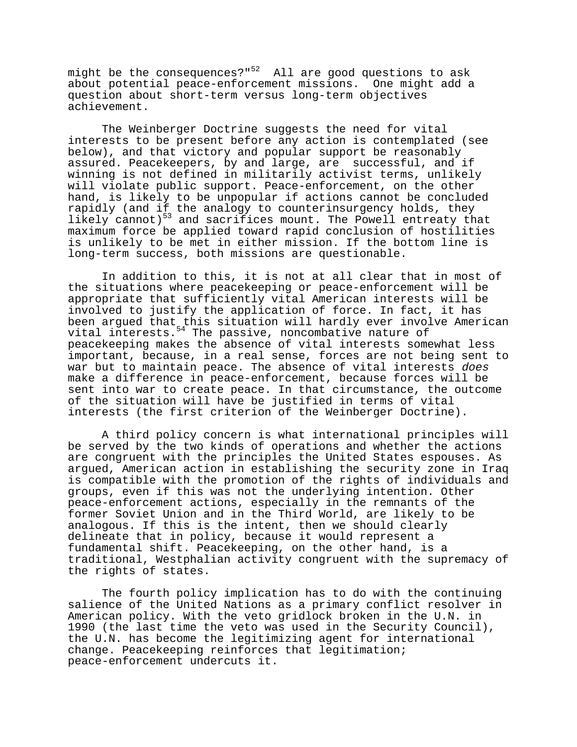might be the consequences?"[52] All are good questions to ask about potential peace-enforcement missions. One might add a question about short-term versus long-term objectives achievement.

The Weinberger Doctrine suggests the need for vital interests to be present before any action is contemplated (see below), and that victory and popular support be reasonably assured. Peacekeepers, by and large, are successful, and if winning is not defined in militarily activist terms, unlikely will violate public support. Peace-enforcement, on the other hand, is likely to be unpopular if actions cannot be concluded rapidly (and if the analogy to counterinsurgency holds, they likely cannot)[53] and sacrifices mount. The Powell entreaty that maximum force be applied toward rapid conclusion of hostilities is unlikely to be met in either mission. If the bottom line is long-term success, both missions are questionable.

In addition to this, it is not at all clear that in most of the situations where peacekeeping or peace-enforcement will be appropriate that sufficiently vital American interests will be involved to justify the application of force. In fact, it has been argued that this situation will hardly ever involve American vital interests.[54] The passive, noncombative nature of peacekeeping makes the absence of vital interests somewhat less important, because, in a real sense, forces are not being sent to war but to maintain peace. The absence of vital interests *does* make a difference in peace-enforcement, because forces will be sent into war to create peace. In that circumstance, the outcome of the situation will have be justified in terms of vital interests (the first criterion of the Weinberger Doctrine).

A third policy concern is what international principles will be served by the two kinds of operations and whether the actions are congruent with the principles the United States espouses. As argued, American action in establishing the security zone in Iraq is compatible with the promotion of the rights of individuals and groups, even if this was not the underlying intention. Other peace-enforcement actions, especially in the remnants of the former Soviet Union and in the Third World, are likely to be analogous. If this is the intent, then we should clearly delineate that in policy, because it would represent a fundamental shift. Peacekeeping, on the other hand, is a traditional, Westphalian activity congruent with the supremacy of the rights of states.

The fourth policy implication has to do with the continuing salience of the United Nations as a primary conflict resolver in American policy. With the veto gridlock broken in the U.N. in 1990 (the last time the veto was used in the Security Council), the U.N. has become the legitimizing agent for international change. Peacekeeping reinforces that legitimation; peace-enforcement undercuts it.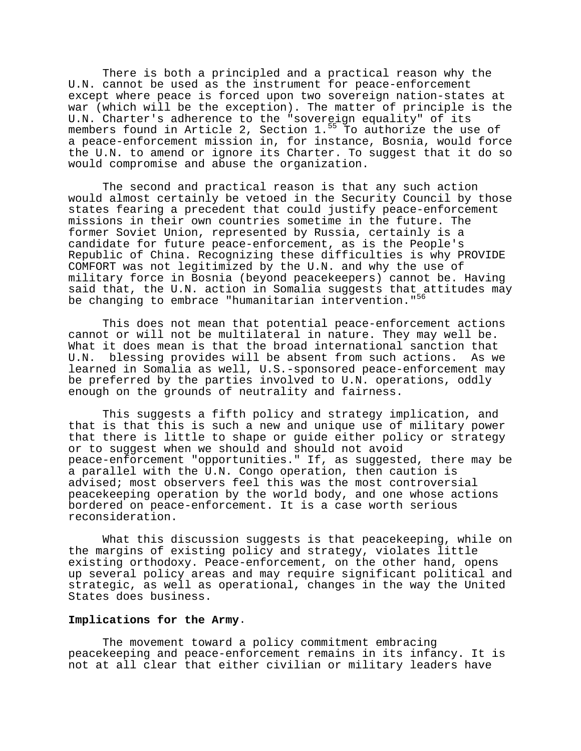There is both a principled and a practical reason why the U.N. cannot be used as the instrument for peace-enforcement except where peace is forced upon two sovereign nation-states at war (which will be the exception). The matter of principle is the U.N. Charter's adherence to the "sovereign equality" of its members found in Article 2, Section 1.[55] To authorize the use of a peace-enforcement mission in, for instance, Bosnia, would force the U.N. to amend or ignore its Charter. To suggest that it do so would compromise and abuse the organization.

The second and practical reason is that any such action would almost certainly be vetoed in the Security Council by those states fearing a precedent that could justify peace-enforcement missions in their own countries sometime in the future. The former Soviet Union, represented by Russia, certainly is a candidate for future peace-enforcement, as is the People's Republic of China. Recognizing these difficulties is why PROVIDE COMFORT was not legitimized by the U.N. and why the use of military force in Bosnia (beyond peacekeepers) cannot be. Having said that, the U.N. action in Somalia suggests that attitudes may be changing to embrace "humanitarian intervention."[56]

This does not mean that potential peace-enforcement actions cannot or will not be multilateral in nature. They may well be. What it does mean is that the broad international sanction that U.N. blessing provides will be absent from such actions. As we learned in Somalia as well, U.S.-sponsored peace-enforcement may be preferred by the parties involved to U.N. operations, oddly enough on the grounds of neutrality and fairness.

This suggests a fifth policy and strategy implication, and that is that this is such a new and unique use of military power that there is little to shape or guide either policy or strategy or to suggest when we should and should not avoid peace-enforcement "opportunities." If, as suggested, there may be a parallel with the U.N. Congo operation, then caution is advised; most observers feel this was the most controversial peacekeeping operation by the world body, and one whose actions bordered on peace-enforcement. It is a case worth serious reconsideration.

What this discussion suggests is that peacekeeping, while on the margins of existing policy and strategy, violates little existing orthodoxy. Peace-enforcement, on the other hand, opens up several policy areas and may require significant political and strategic, as well as operational, changes in the way the United States does business.

**Implications for the Army**.

The movement toward a policy commitment embracing peacekeeping and peace-enforcement remains in its infancy. It is not at all clear that either civilian or military leaders have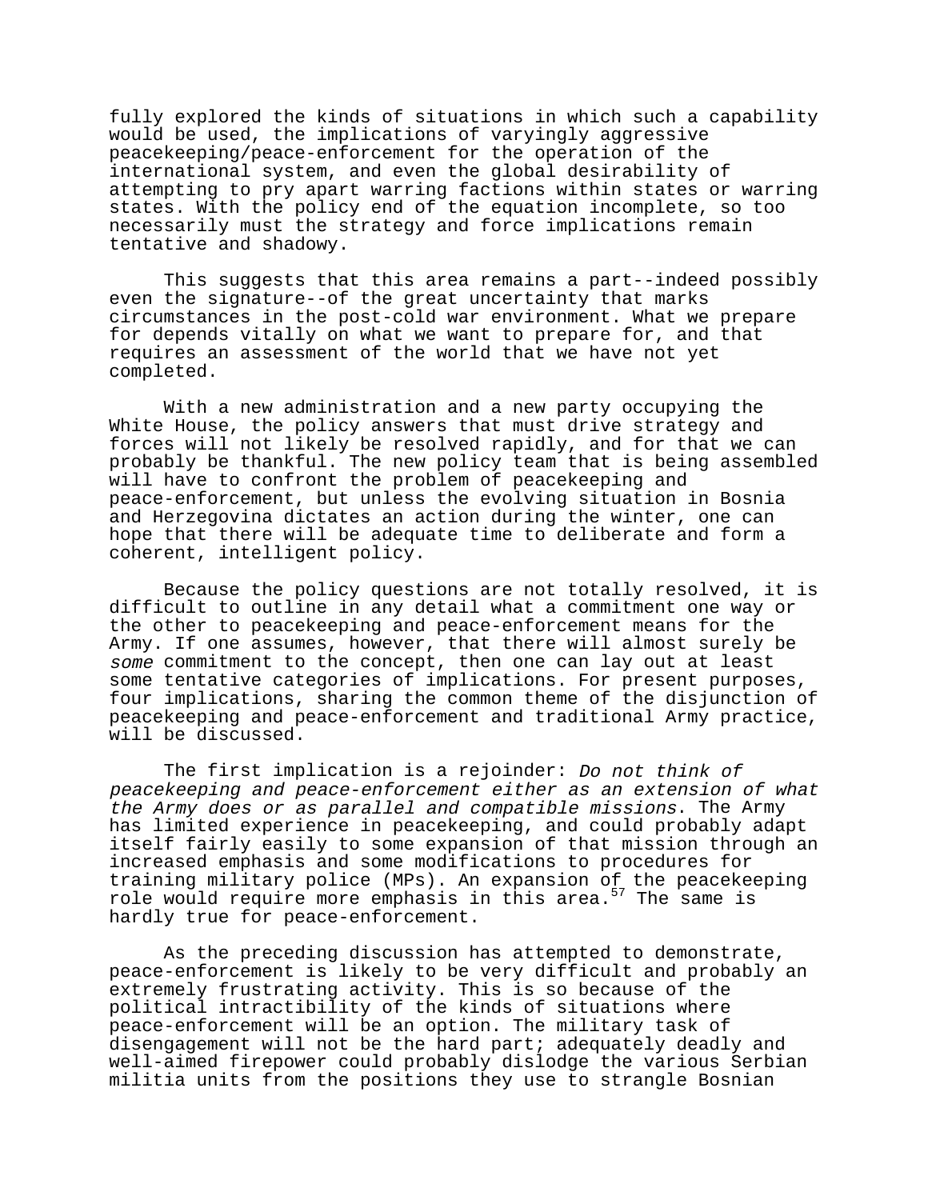fully explored the kinds of situations in which such a capability would be used, the implications of varyingly aggressive peacekeeping/peace-enforcement for the operation of the international system, and even the global desirability of attempting to pry apart warring factions within states or warring states. With the policy end of the equation incomplete, so too necessarily must the strategy and force implications remain tentative and shadowy.

This suggests that this area remains a part--indeed possibly even the signature--of the great uncertainty that marks circumstances in the post-cold war environment. What we prepare for depends vitally on what we want to prepare for, and that requires an assessment of the world that we have not yet completed.

With a new administration and a new party occupying the White House, the policy answers that must drive strategy and forces will not likely be resolved rapidly, and for that we can probably be thankful. The new policy team that is being assembled will have to confront the problem of peacekeeping and peace-enforcement, but unless the evolving situation in Bosnia and Herzegovina dictates an action during the winter, one can hope that there will be adequate time to deliberate and form a coherent, intelligent policy.

Because the policy questions are not totally resolved, it is difficult to outline in any detail what a commitment one way or the other to peacekeeping and peace-enforcement means for the Army. If one assumes, however, that there will almost surely be *some* commitment to the concept, then one can lay out at least some tentative categories of implications. For present purposes, four implications, sharing the common theme of the disjunction of peacekeeping and peace-enforcement and traditional Army practice, will be discussed.

The first implication is a rejoinder: *Do not think of peacekeeping and peace-enforcement either as an extension of what the Army does or as parallel and compatible missions*. The Army has limited experience in peacekeeping, and could probably adapt itself fairly easily to some expansion of that mission through an increased emphasis and some modifications to procedures for training military police (MPs). An expansion of the peacekeeping role would require more emphasis in this area.[57] The same is hardly true for peace-enforcement.

As the preceding discussion has attempted to demonstrate, peace-enforcement is likely to be very difficult and probably an extremely frustrating activity. This is so because of the political intractibility of the kinds of situations where peace-enforcement will be an option. The military task of disengagement will not be the hard part; adequately deadly and well-aimed firepower could probably dislodge the various Serbian militia units from the positions they use to strangle Bosnian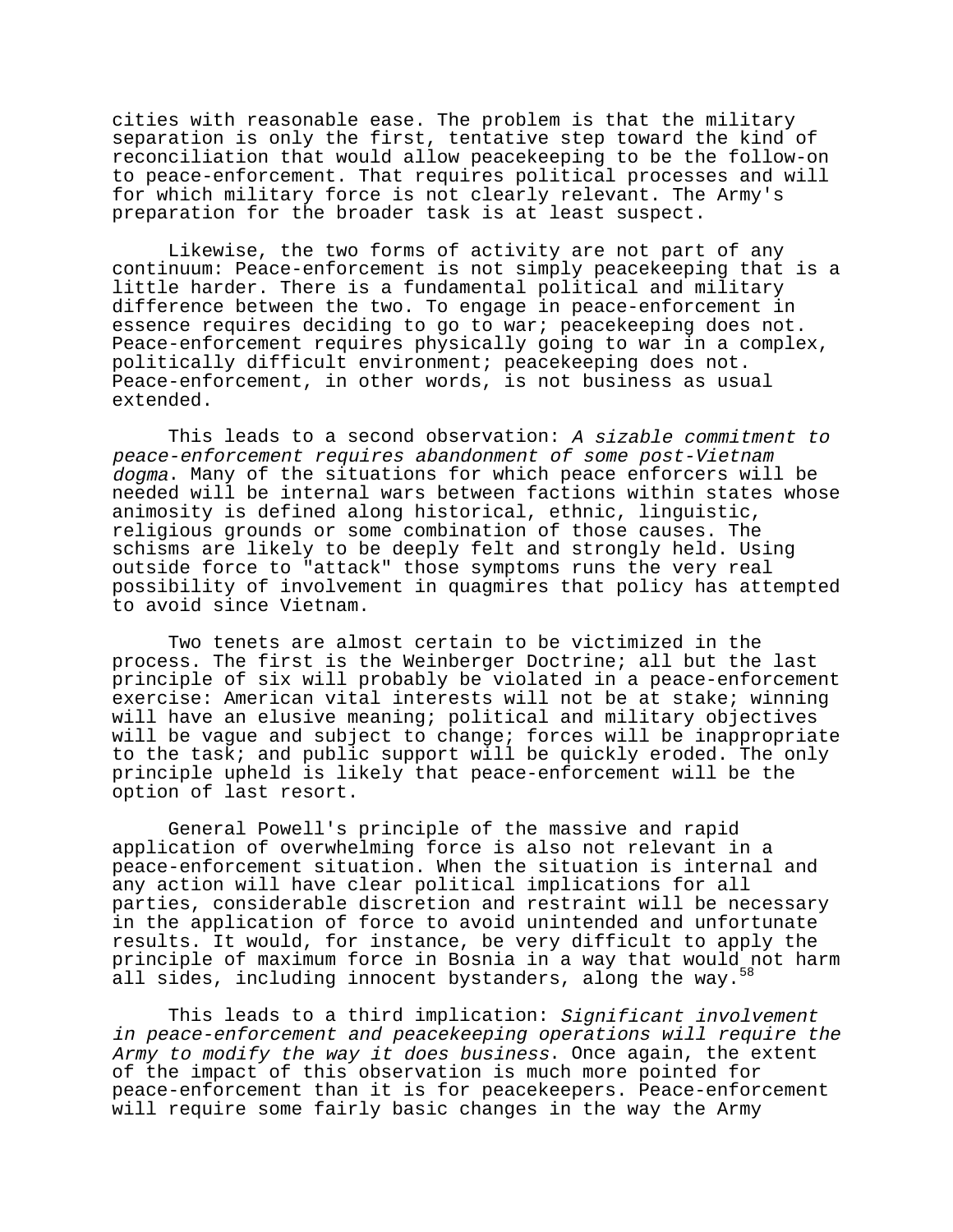cities with reasonable ease. The problem is that the military separation is only the first, tentative step toward the kind of reconciliation that would allow peacekeeping to be the follow-on to peace-enforcement. That requires political processes and will for which military force is not clearly relevant. The Army's preparation for the broader task is at least suspect.

Likewise, the two forms of activity are not part of any continuum: Peace-enforcement is not simply peacekeeping that is a little harder. There is a fundamental political and military difference between the two. To engage in peace-enforcement in essence requires deciding to go to war; peacekeeping does not. Peace-enforcement requires physically going to war in a complex, politically difficult environment; peacekeeping does not. Peace-enforcement, in other words, is not business as usual extended.

This leads to a second observation: *A sizable commitment to peace-enforcement requires abandonment of some post-Vietnam dogma*. Many of the situations for which peace enforcers will be needed will be internal wars between factions within states whose animosity is defined along historical, ethnic, linguistic, religious grounds or some combination of those causes. The schisms are likely to be deeply felt and strongly held. Using outside force to "attack" those symptoms runs the very real possibility of involvement in quagmires that policy has attempted to avoid since Vietnam.

Two tenets are almost certain to be victimized in the process. The first is the Weinberger Doctrine; all but the last principle of six will probably be violated in a peace-enforcement exercise: American vital interests will not be at stake; winning will have an elusive meaning; political and military objectives will be vague and subject to change; forces will be inappropriate to the task; and public support will be quickly eroded. The only principle upheld is likely that peace-enforcement will be the option of last resort.

General Powell's principle of the massive and rapid application of overwhelming force is also not relevant in a peace-enforcement situation. When the situation is internal and any action will have clear political implications for all parties, considerable discretion and restraint will be necessary in the application of force to avoid unintended and unfortunate results. It would, for instance, be very difficult to apply the principle of maximum force in Bosnia in a way that would not harm all sides, including innocent bystanders, along the way.[58]

This leads to a third implication: *Significant involvement in peace-enforcement and peacekeeping operations will require the Army to modify the way it does business*. Once again, the extent of the impact of this observation is much more pointed for peace-enforcement than it is for peacekeepers. Peace-enforcement will require some fairly basic changes in the way the Army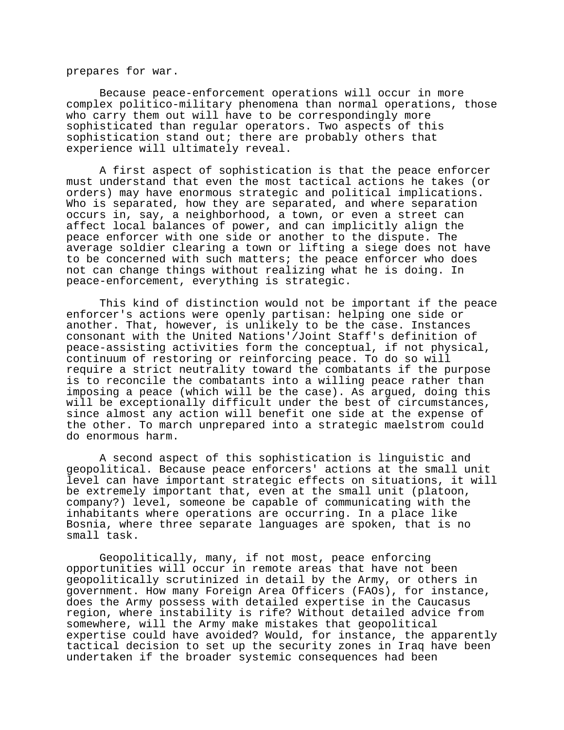prepares for war.

Because peace-enforcement operations will occur in more complex politico-military phenomena than normal operations, those who carry them out will have to be correspondingly more sophisticated than regular operators. Two aspects of this sophistication stand out; there are probably others that experience will ultimately reveal.

A first aspect of sophistication is that the peace enforcer must understand that even the most tactical actions he takes (or orders) may have enormous strategic and political implications. Who is separated, how they are separated, and where separation occurs in, say, a neighborhood, a town, or even a street can affect local balances of power, and can implicitly align the peace enforcer with one side or another to the dispute. The average soldier clearing a town or lifting a siege does not have to be concerned with such matters; the peace enforcer who does not can change things without realizing what he is doing. In peace-enforcement, everything is strategic.

This kind of distinction would not be important if the peace enforcer's actions were openly partisan: helping one side or another. That, however, is unlikely to be the case. Instances consonant with the United Nations'/Joint Staff's definition of peace-assisting activities form the conceptual, if not physical, continuum of restoring or reinforcing peace. To do so will require a strict neutrality toward the combatants if the purpose is to reconcile the combatants into a willing peace rather than imposing a peace (which will be the case). As argued, doing this will be exceptionally difficult under the best of circumstances, since almost any action will benefit one side at the expense of the other. To march unprepared into a strategic maelstrom could do enormous harm.

A second aspect of this sophistication is linguistic and geopolitical. Because peace enforcers' actions at the small unit level can have important strategic effects on situations, it will be extremely important that, even at the small unit (platoon, company?) level, someone be capable of communicating with the inhabitants where operations are occurring. In a place like Bosnia, where three separate languages are spoken, that is no small task.

Geopolitically, many, if not most, peace enforcing opportunities will occur in remote areas that have not been geopolitically scrutinized in detail by the Army, or others in government. How many Foreign Area Officers (FAOs), for instance, does the Army possess with detailed expertise in the Caucasus region, where instability is rife? Without detailed advice from somewhere, will the Army make mistakes that geopolitical expertise could have avoided? Would, for instance, the apparently tactical decision to set up the security zones in Iraq have been undertaken if the broader systemic consequences had been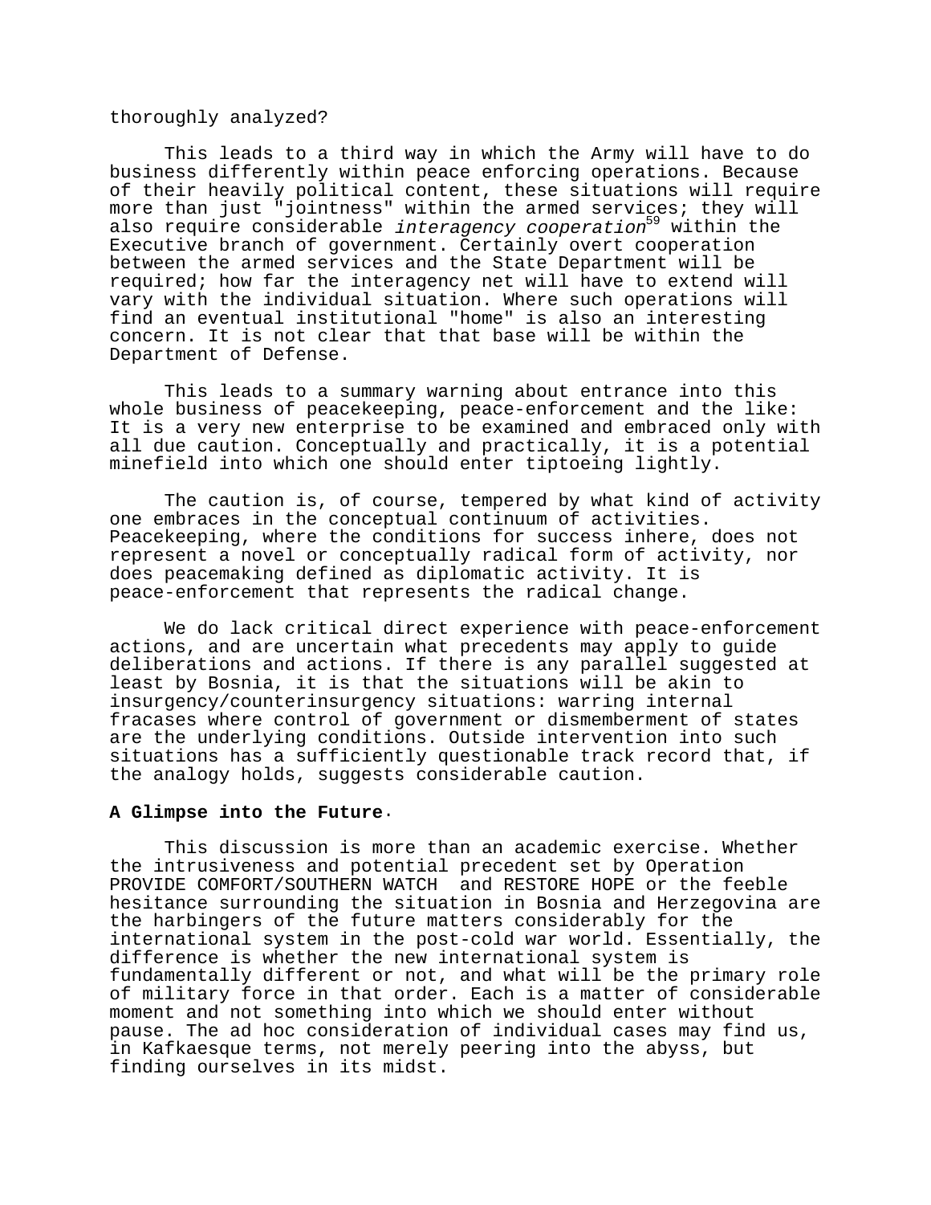thoroughly analyzed?

This leads to a third way in which the Army will have to do business differently within peace enforcing operations. Because of their heavily political content, these situations will require more than just "jointness" within the armed services; they will also require considerable *interagency cooperation*[59] within the Executive branch of government. Certainly overt cooperation between the armed services and the State Department will be required; how far the interagency net will have to extend will vary with the individual situation. Where such operations will find an eventual institutional "home" is also an interesting concern. It is not clear that that base will be within the Department of Defense.

This leads to a summary warning about entrance into this whole business of peacekeeping, peace-enforcement and the like: It is a very new enterprise to be examined and embraced only with all due caution. Conceptually and practically, it is a potential minefield into which one should enter tiptoeing lightly.

The caution is, of course, tempered by what kind of activity one embraces in the conceptual continuum of activities. Peacekeeping, where the conditions for success inhere, does not represent a novel or conceptually radical form of activity, nor does peacemaking defined as diplomatic activity. It is peace-enforcement that represents the radical change.

We do lack critical direct experience with peace-enforcement actions, and are uncertain what precedents may apply to guide deliberations and actions. If there is any parallel suggested at least by Bosnia, it is that the situations will be akin to insurgency/counterinsurgency situations: warring internal fracases where control of government or dismemberment of states are the underlying conditions. Outside intervention into such situations has a sufficiently questionable track record that, if the analogy holds, suggests considerable caution.

**A Glimpse into the Future.**

This discussion is more than an academic exercise. Whether the intrusiveness and potential precedent set by Operation PROVIDE COMFORT/SOUTHERN WATCH and RESTORE HOPE or the feeble hesitance surrounding the situation in Bosnia and Herzegovina are the harbingers of the future matters considerably for the international system in the post-cold war world. Essentially, the difference is whether the new international system is fundamentally different or not, and what will be the primary role of military force in that order. Each is a matter of considerable moment and not something into which we should enter without pause. The ad hoc consideration of individual cases may find us, in Kafkaesque terms, not merely peering into the abyss, but finding ourselves in its midst.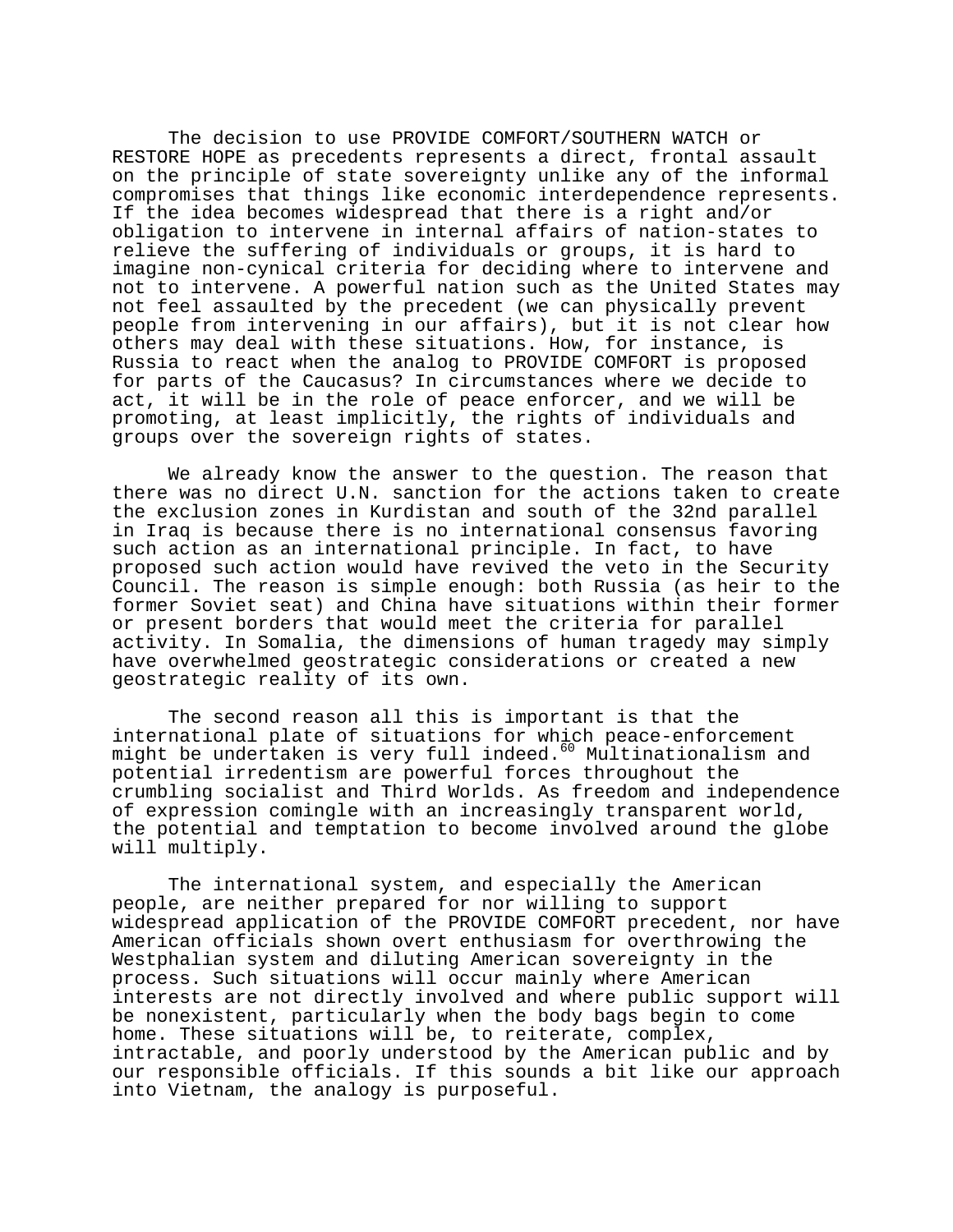The decision to use PROVIDE COMFORT/SOUTHERN WATCH or RESTORE HOPE as precedents represents a direct, frontal assault on the principle of state sovereignty unlike any of the informal compromises that things like economic interdependence represents. If the idea becomes widespread that there is a right and/or obligation to intervene in internal affairs of nation-states to relieve the suffering of individuals or groups, it is hard to imagine non-cynical criteria for deciding where to intervene and not to intervene. A powerful nation such as the United States may not feel assaulted by the precedent (we can physically prevent people from intervening in our affairs), but it is not clear how others may deal with these situations. How, for instance, is Russia to react when the analog to PROVIDE COMFORT is proposed for parts of the Caucasus? In circumstances where we decide to act, it will be in the role of peace enforcer, and we will be promoting, at least implicitly, the rights of individuals and groups over the sovereign rights of states.

We already know the answer to the question. The reason that there was no direct U.N. sanction for the actions taken to create the exclusion zones in Kurdistan and south of the 32nd parallel in Iraq is because there is no international consensus favoring such action as an international principle. In fact, to have proposed such action would have revived the veto in the Security Council. The reason is simple enough: both Russia (as heir to the former Soviet seat) and China have situations within their former or present borders that would meet the criteria for parallel activity. In Somalia, the dimensions of human tragedy may simply have overwhelmed geostrategic considerations or created a new geostrategic reality of its own.

The second reason all this is important is that the international plate of situations for which peace-enforcement might be undertaken is very full indeed.[60] Multinationalism and potential irredentism are powerful forces throughout the crumbling socialist and Third Worlds. As freedom and independence of expression comingle with an increasingly transparent world, the potential and temptation to become involved around the globe will multiply.

The international system, and especially the American people, are neither prepared for nor willing to support widespread application of the PROVIDE COMFORT precedent, nor have American officials shown overt enthusiasm for overthrowing the Westphalian system and diluting American sovereignty in the process. Such situations will occur mainly where American interests are not directly involved and where public support will be nonexistent, particularly when the body bags begin to come home. These situations will be, to reiterate, complex, intractable, and poorly understood by the American public and by our responsible officials. If this sounds a bit like our approach into Vietnam, the analogy is purposeful.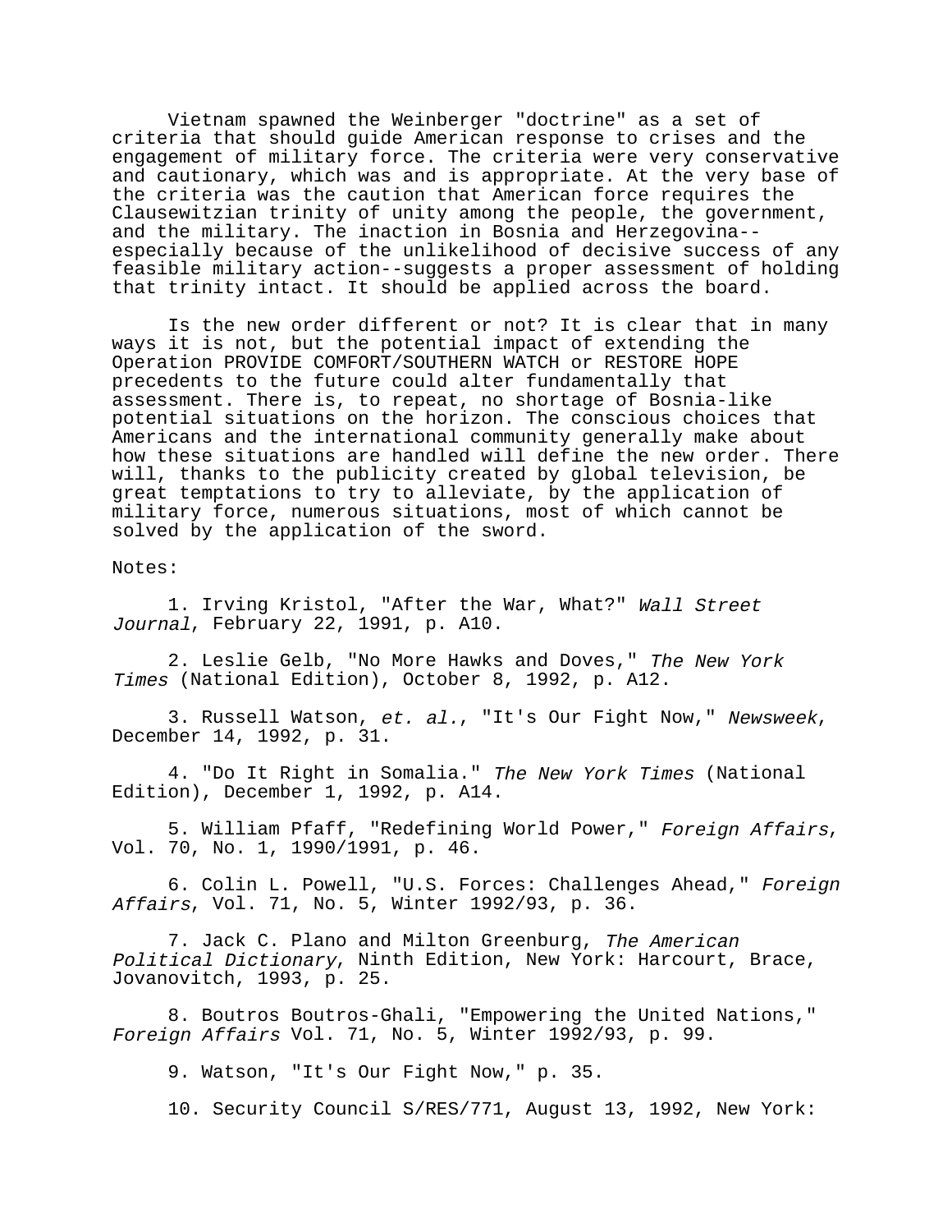Vietnam spawned the Weinberger "doctrine" as a set of criteria that should guide American response to crises and the engagement of military force. The criteria were very conservative and cautionary, which was and is appropriate. At the very base of the criteria was the caution that American force requires the Clausewitzian trinity of unity among the people, the government, and the military. The inaction in Bosnia and Herzegovina--especially because of the unlikelihood of decisive success of any feasible military action--suggests a proper assessment of holding that trinity intact. It should be applied across the board.

Is the new order different or not? It is clear that in many ways it is not, but the potential impact of extending the Operation PROVIDE COMFORT/SOUTHERN WATCH or RESTORE HOPE precedents to the future could alter fundamentally that assessment. There is, to repeat, no shortage of Bosnia-like potential situations on the horizon. The conscious choices that Americans and the international community generally make about how these situations are handled will define the new order. There will, thanks to the publicity created by global television, be great temptations to try to alleviate, by the application of military force, numerous situations, most of which cannot be solved by the application of the sword.

Notes:

1. Irving Kristol, "After the War, What?" *Wall Street Journal*, February 22, 1991, p. A10.

2. Leslie Gelb, "No More Hawks and Doves," *The New York Times* (National Edition), October 8, 1992, p. A12.

3. Russell Watson, *et. al.*, "It's Our Fight Now," *Newsweek*, December 14, 1992, p. 31.

4. "Do It Right in Somalia." *The New York Times* (National Edition), December 1, 1992, p. A14.

5. William Pfaff, "Redefining World Power," *Foreign Affairs*, Vol. 70, No. 1, 1990/1991, p. 46.

6. Colin L. Powell, "U.S. Forces: Challenges Ahead," *Foreign Affairs*, Vol. 71, No. 5, Winter 1992/93, p. 36.

7. Jack C. Plano and Milton Greenburg, *The American Political Dictionary*, Ninth Edition, New York: Harcourt, Brace, Jovanovitch, 1993, p. 25.

8. Boutros Boutros-Ghali, "Empowering the United Nations," *Foreign Affairs* Vol. 71, No. 5, Winter 1992/93, p. 99.

9. Watson, "It's Our Fight Now," p. 35.

10. Security Council S/RES/771, August 13, 1992, New York: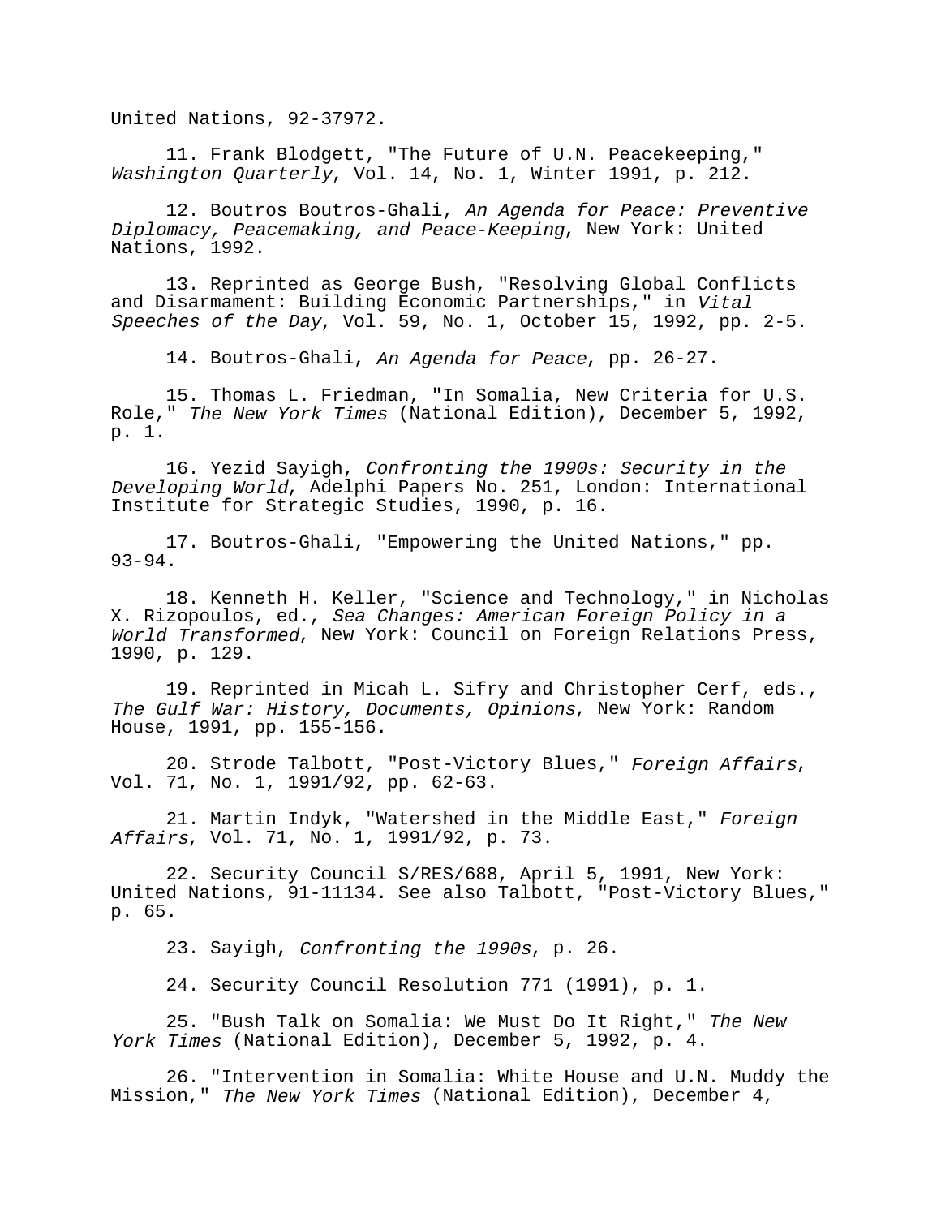United Nations, 92-37972.

11. Frank Blodgett, "The Future of U.N. Peacekeeping," *Washington Quarterly*, Vol. 14, No. 1, Winter 1991, p. 212.

12. Boutros Boutros-Ghali, *An Agenda for Peace: Preventive Diplomacy, Peacemaking, and Peace-Keeping*, New York: United Nations, 1992.

13. Reprinted as George Bush, "Resolving Global Conflicts and Disarmament: Building Economic Partnerships," in *Vital Speeches of the Day*, Vol. 59, No. 1, October 15, 1992, pp. 2-5.

14. Boutros-Ghali, *An Agenda for Peace*, pp. 26-27.

15. Thomas L. Friedman, "In Somalia, New Criteria for U.S. Role," *The New York Times* (National Edition), December 5, 1992, p. 1.

16. Yezid Sayigh, *Confronting the 1990s: Security in the Developing World*, Adelphi Papers No. 251, London: International Institute for Strategic Studies, 1990, p. 16.

17. Boutros-Ghali, "Empowering the United Nations," pp. 93-94.

18. Kenneth H. Keller, "Science and Technology," in Nicholas X. Rizopoulos, ed., *Sea Changes: American Foreign Policy in a World Transformed*, New York: Council on Foreign Relations Press, 1990, p. 129.

19. Reprinted in Micah L. Sifry and Christopher Cerf, eds., *The Gulf War: History, Documents, Opinions*, New York: Random House, 1991, pp. 155-156.

20. Strode Talbott, "Post-Victory Blues," *Foreign Affairs*, Vol. 71, No. 1, 1991/92, pp. 62-63.

21. Martin Indyk, "Watershed in the Middle East," *Foreign Affairs*, Vol. 71, No. 1, 1991/92, p. 73.

22. Security Council S/RES/688, April 5, 1991, New York: United Nations, 91-11134. See also Talbott, "Post-Victory Blues," p. 65.

23. Sayigh, *Confronting the 1990s*, p. 26.

24. Security Council Resolution 771 (1991), p. 1.

25. "Bush Talk on Somalia: We Must Do It Right," *The New York Times* (National Edition), December 5, 1992, p. 4.

26. "Intervention in Somalia: White House and U.N. Muddy the Mission," *The New York Times* (National Edition), December 4,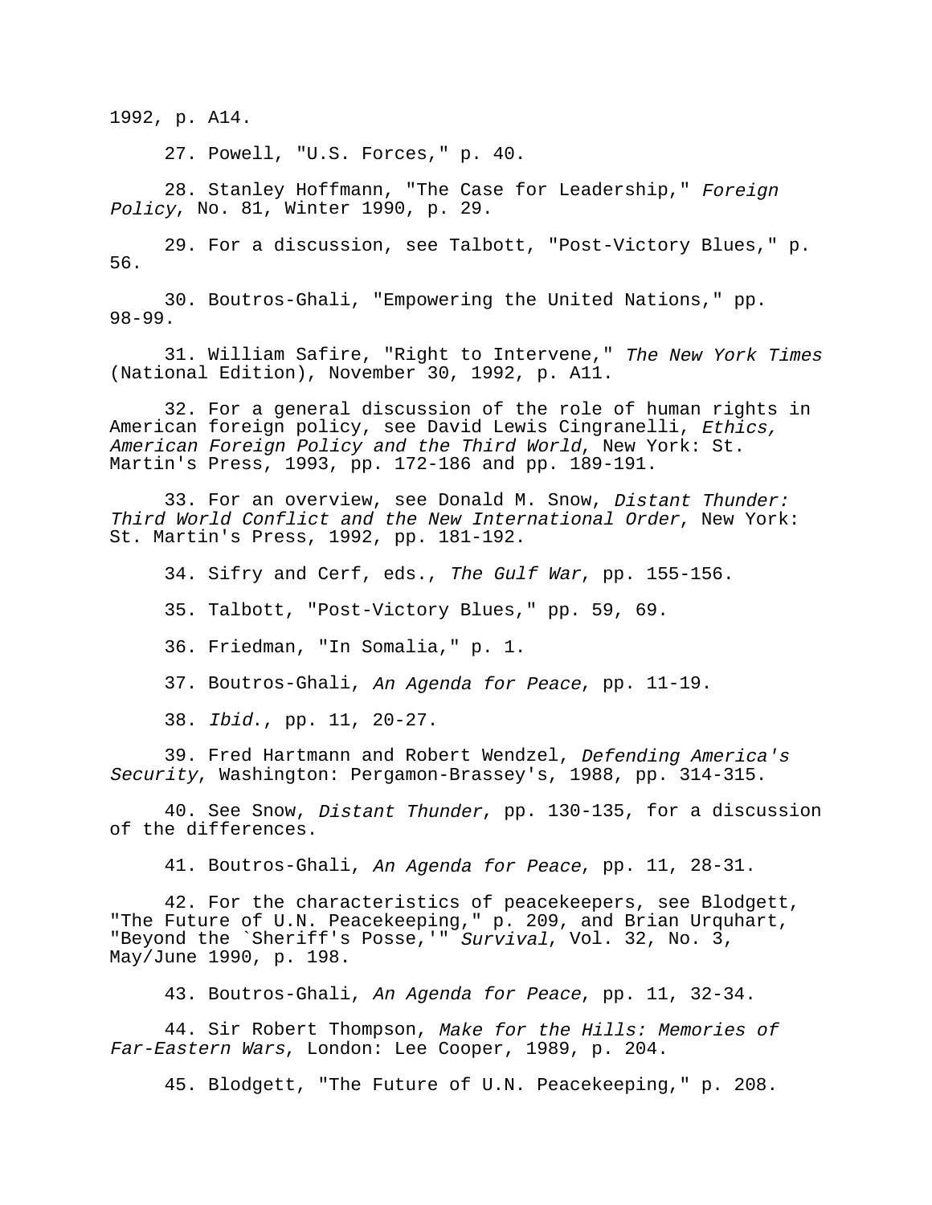1992, p. A14.

27. Powell, "U.S. Forces," p. 40.

28. Stanley Hoffmann, "The Case for Leadership," *Foreign Policy*, No. 81, Winter 1990, p. 29.

29. For a discussion, see Talbott, "Post-Victory Blues," p. 56.

30. Boutros-Ghali, "Empowering the United Nations," pp. 98-99.

31. William Safire, "Right to Intervene," *The New York Times* (National Edition), November 30, 1992, p. A11.

32. For a general discussion of the role of human rights in American foreign policy, see David Lewis Cingranelli, *Ethics, American Foreign Policy and the Third World*, New York: St. Martin's Press, 1993, pp. 172-186 and pp. 189-191.

33. For an overview, see Donald M. Snow, *Distant Thunder: Third World Conflict and the New International Order*, New York: St. Martin's Press, 1992, pp. 181-192.

34. Sifry and Cerf, eds., *The Gulf War*, pp. 155-156.

35. Talbott, "Post-Victory Blues," pp. 59, 69.

36. Friedman, "In Somalia," p. 1.

37. Boutros-Ghali, *An Agenda for Peace*, pp. 11-19.

38. *Ibid*., pp. 11, 20-27.

39. Fred Hartmann and Robert Wendzel, *Defending America's Security*, Washington: Pergamon-Brassey's, 1988, pp. 314-315.

40. See Snow, *Distant Thunder*, pp. 130-135, for a discussion of the differences.

41. Boutros-Ghali, *An Agenda for Peace*, pp. 11, 28-31.

42. For the characteristics of peacekeepers, see Blodgett, "The Future of U.N. Peacekeeping," p. 209, and Brian Urquhart, "Beyond the `Sheriff's Posse,'" *Survival*, Vol. 32, No. 3, May/June 1990, p. 198.

43. Boutros-Ghali, *An Agenda for Peace*, pp. 11, 32-34.

44. Sir Robert Thompson, *Make for the Hills: Memories of Far-Eastern Wars*, London: Lee Cooper, 1989, p. 204.

45. Blodgett, "The Future of U.N. Peacekeeping," p. 208.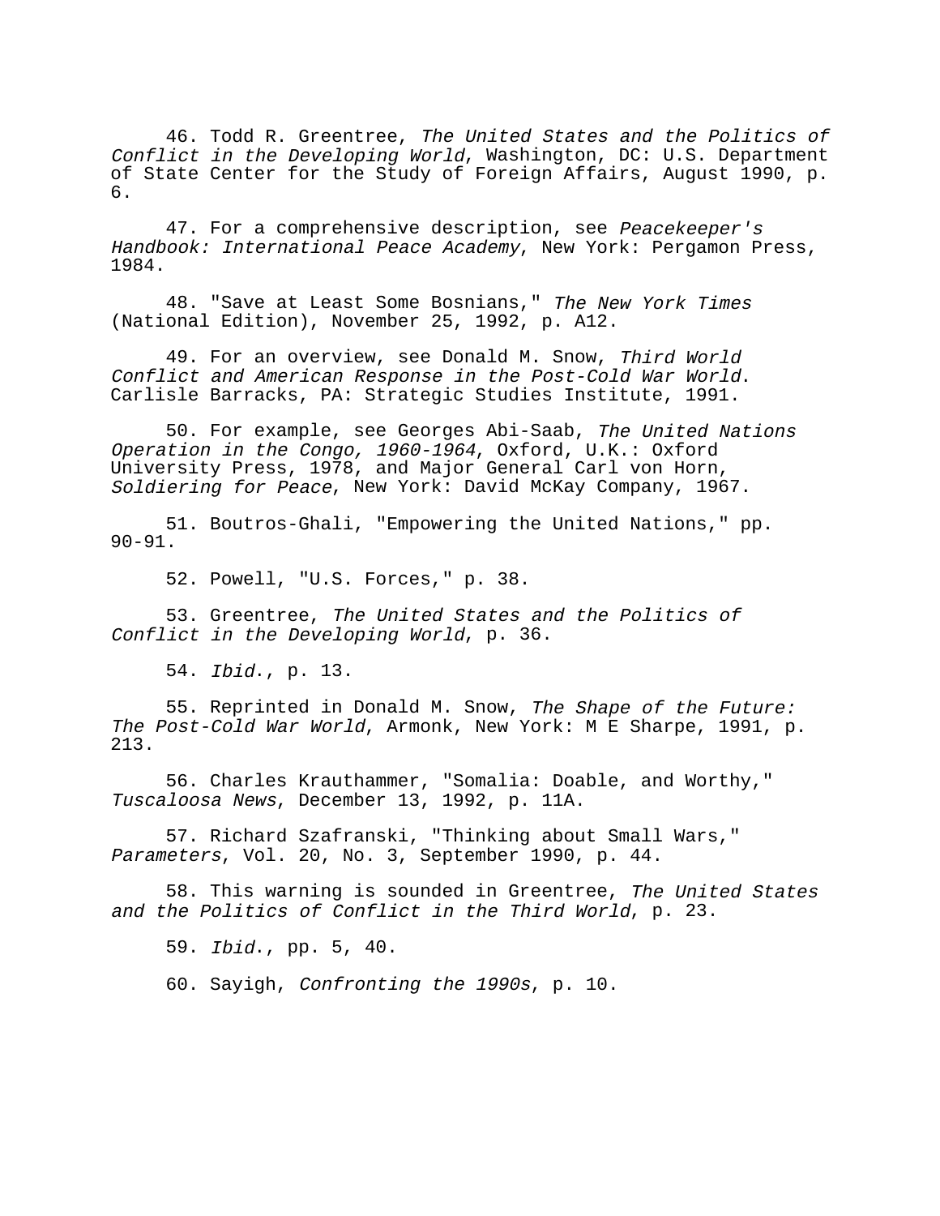46. Todd R. Greentree, *The United States and the Politics of Conflict in the Developing World*, Washington, DC: U.S. Department of State Center for the Study of Foreign Affairs, August 1990, p. 6.

47. For a comprehensive description, see *Peacekeeper's Handbook: International Peace Academy*, New York: Pergamon Press, 1984.

48. "Save at Least Some Bosnians," *The New York Times* (National Edition), November 25, 1992, p. A12.

49. For an overview, see Donald M. Snow, *Third World Conflict and American Response in the Post-Cold War World*. Carlisle Barracks, PA: Strategic Studies Institute, 1991.

50. For example, see Georges Abi-Saab, *The United Nations Operation in the Congo, 1960-1964*, Oxford, U.K.: Oxford University Press, 1978, and Major General Carl von Horn, *Soldiering for Peace*, New York: David McKay Company, 1967.

51. Boutros-Ghali, "Empowering the United Nations," pp. 90-91.

52. Powell, "U.S. Forces," p. 38.

53. Greentree, *The United States and the Politics of Conflict in the Developing World*, p. 36.

54. *Ibid*., p. 13.

55. Reprinted in Donald M. Snow, *The Shape of the Future: The Post-Cold War World*, Armonk, New York: M E Sharpe, 1991, p. 213.

56. Charles Krauthammer, "Somalia: Doable, and Worthy," *Tuscaloosa News*, December 13, 1992, p. 11A.

57. Richard Szafranski, "Thinking about Small Wars," *Parameters*, Vol. 20, No. 3, September 1990, p. 44.

58. This warning is sounded in Greentree, *The United States and the Politics of Conflict in the Third World*, p. 23.

59. *Ibid*., pp. 5, 40.

60. Sayigh, *Confronting the 1990s*, p. 10.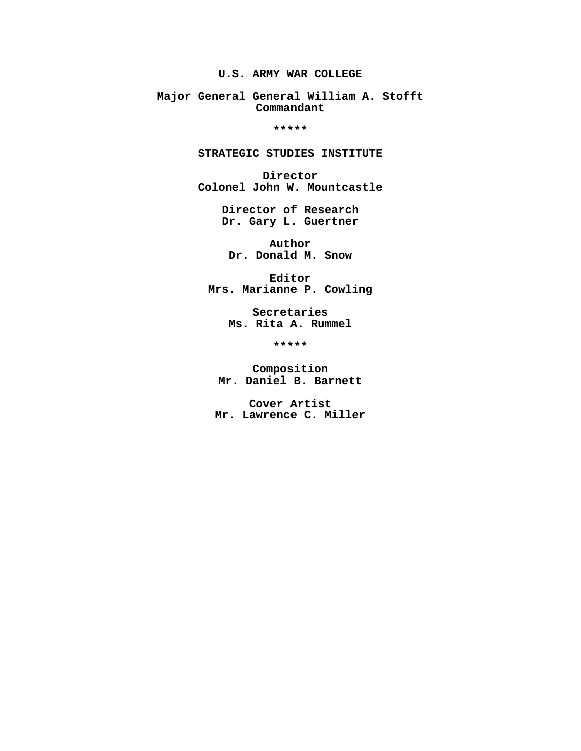**U.S. ARMY WAR COLLEGE**

**Major General General William A. Stofft**
**Commandant**

**\*\*\*\*\***

**STRATEGIC STUDIES INSTITUTE**

**Director**
**Colonel John W. Mountcastle**

**Director of Research**
**Dr. Gary L. Guertner**

**Author**
**Dr. Donald M. Snow**

**Editor**
**Mrs. Marianne P. Cowling**

**Secretaries**
**Ms. Rita A. Rummel**

**\*\*\*\*\***

**Composition**
**Mr. Daniel B. Barnett**

**Cover Artist**
**Mr. Lawrence C. Miller**